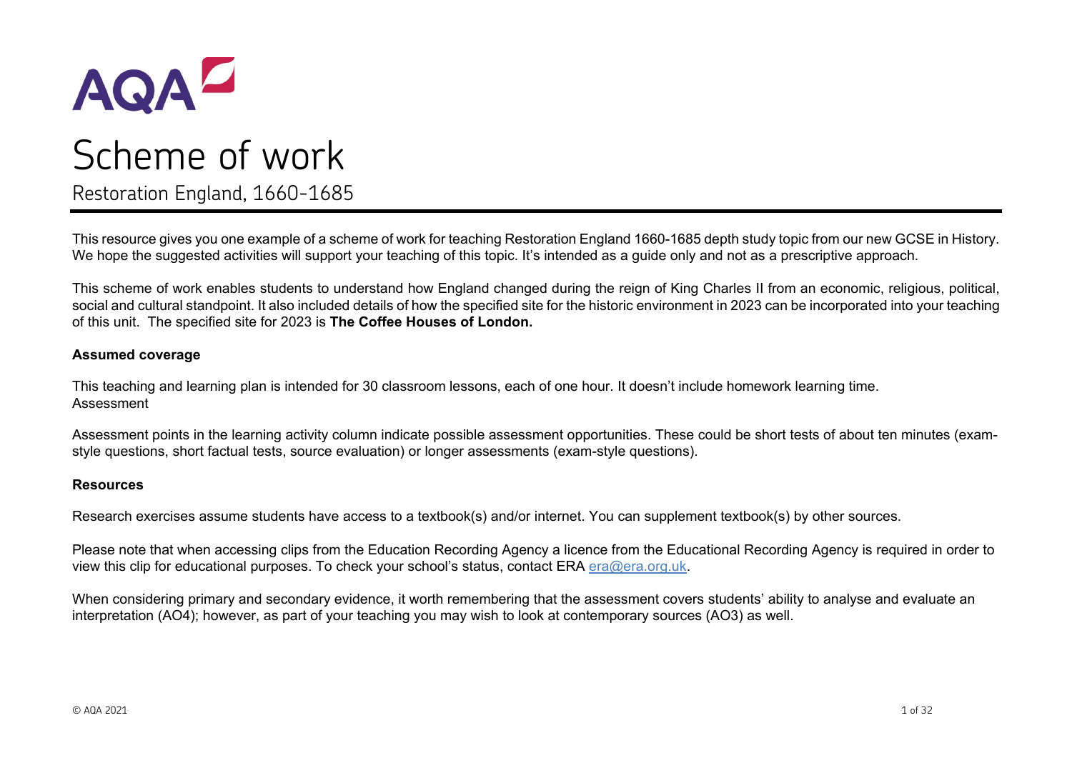# Scheme of work

## Restoration England, 1660-1685

This resource gives you one example of a scheme of work for teaching Restoration England 1660-1685 depth study topic from our new GCSE in History. We hope the suggested activities will support your teaching of this topic. It's intended as a guide only and not as a prescriptive approach.

This scheme of work enables students to understand how England changed during the reign of King Charles II from an economic, religious, political, social and cultural standpoint. It also included details of how the specified site for the historic environment in 2023 can be incorporated into your teaching of this unit. The specified site for 2023 is **The Coffee Houses of London.**

**Assumed coverage**

This teaching and learning plan is intended for 30 classroom lessons, each of one hour. It doesn't include homework learning time.
Assessment

Assessment points in the learning activity column indicate possible assessment opportunities. These could be short tests of about ten minutes (exam-style questions, short factual tests, source evaluation) or longer assessments (exam-style questions).

**Resources**

Research exercises assume students have access to a textbook(s) and/or internet. You can supplement textbook(s) by other sources.

Please note that when accessing clips from the Education Recording Agency a licence from the Educational Recording Agency is required in order to view this clip for educational purposes. To check your school's status, contact ERA era@era.org.uk.

When considering primary and secondary evidence, it worth remembering that the assessment covers students' ability to analyse and evaluate an interpretation (AO4); however, as part of your teaching you may wish to look at contemporary sources (AO3) as well.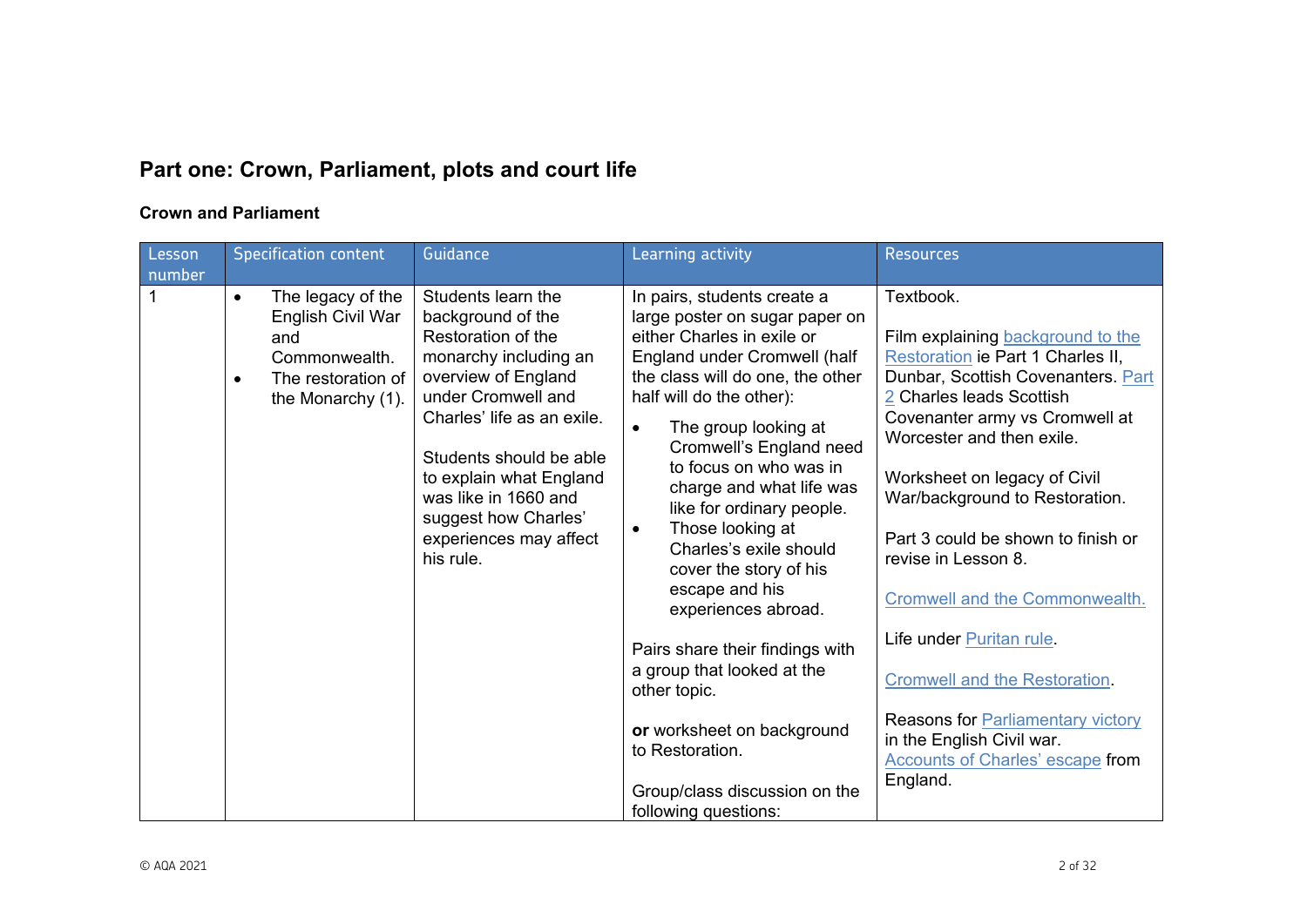## Part one: Crown, Parliament, plots and court life

### Crown and Parliament

| Lesson number | Specification content | Guidance | Learning activity | Resources |
|---|---|---|---|---|
| 1 | • The legacy of the English Civil War and Commonwealth.<br>• The restoration of the Monarchy (1). | Students learn the background of the Restoration of the monarchy including an overview of England under Cromwell and Charles' life as an exile.<br><br>Students should be able to explain what England was like in 1660 and suggest how Charles' experiences may affect his rule. | In pairs, students create a large poster on sugar paper on either Charles in exile or England under Cromwell (half the class will do one, the other half will do the other):<br>• The group looking at Cromwell's England need to focus on who was in charge and what life was like for ordinary people.<br>• Those looking at Charles's exile should cover the story of his escape and his experiences abroad.<br><br>Pairs share their findings with a group that looked at the other topic.<br><br>**or** worksheet on background to Restoration.<br><br>Group/class discussion on the following questions: | Textbook.<br><br>Film explaining background to the Restoration ie Part 1 Charles II, Dunbar, Scottish Covenanters. Part 2 Charles leads Scottish Covenanter army vs Cromwell at Worcester and then exile.<br><br>Worksheet on legacy of Civil War/background to Restoration.<br><br>Part 3 could be shown to finish or revise in Lesson 8.<br><br>Cromwell and the Commonwealth.<br><br>Life under Puritan rule.<br><br>Cromwell and the Restoration.<br><br>Reasons for Parliamentary victory in the English Civil war.<br>Accounts of Charles' escape from England. |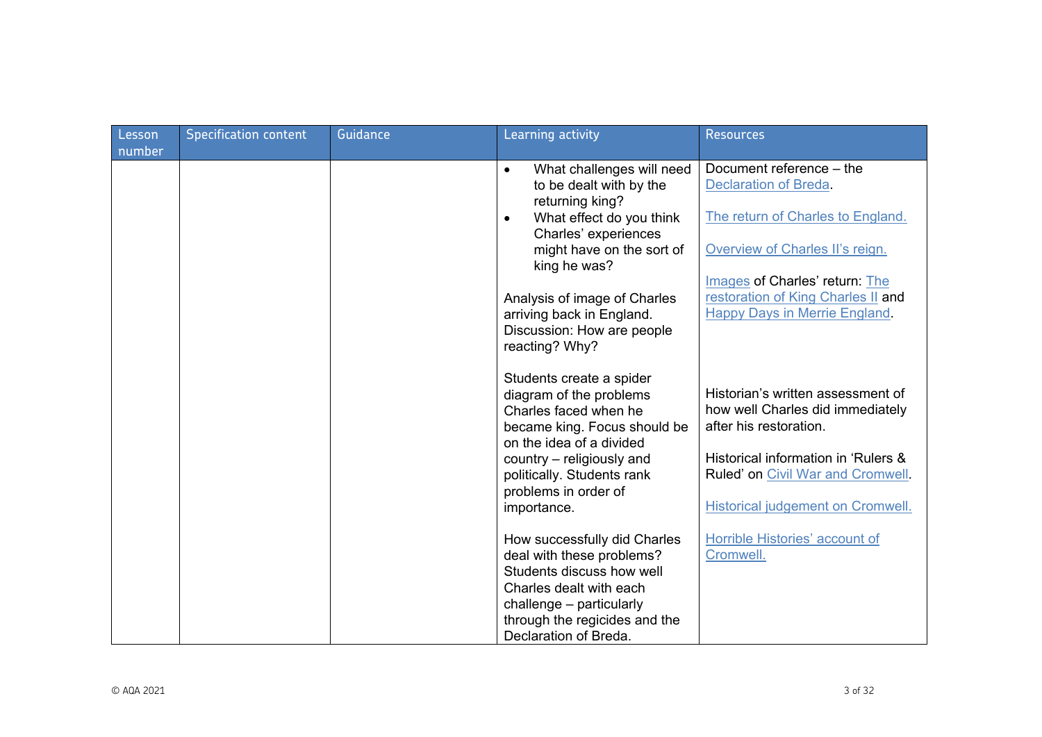| Lesson number | Specification content | Guidance | Learning activity | Resources |
|---|---|---|---|---|
| | | | • What challenges will need to be dealt with by the returning king?<br>• What effect do you think Charles' experiences might have on the sort of king he was?<br><br>Analysis of image of Charles arriving back in England. Discussion: How are people reacting? Why?<br><br>Students create a spider diagram of the problems Charles faced when he became king. Focus should be on the idea of a divided country – religiously and politically. Students rank problems in order of importance.<br><br>How successfully did Charles deal with these problems? Students discuss how well Charles dealt with each challenge – particularly through the regicides and the Declaration of Breda. | Document reference – the Declaration of Breda.<br><br>The return of Charles to England.<br><br>Overview of Charles II's reign.<br><br>Images of Charles' return: The restoration of King Charles II and Happy Days in Merrie England.<br><br>Historian's written assessment of how well Charles did immediately after his restoration.<br><br>Historical information in 'Rulers & Ruled' on Civil War and Cromwell.<br><br>Historical judgement on Cromwell.<br><br>Horrible Histories' account of Cromwell. |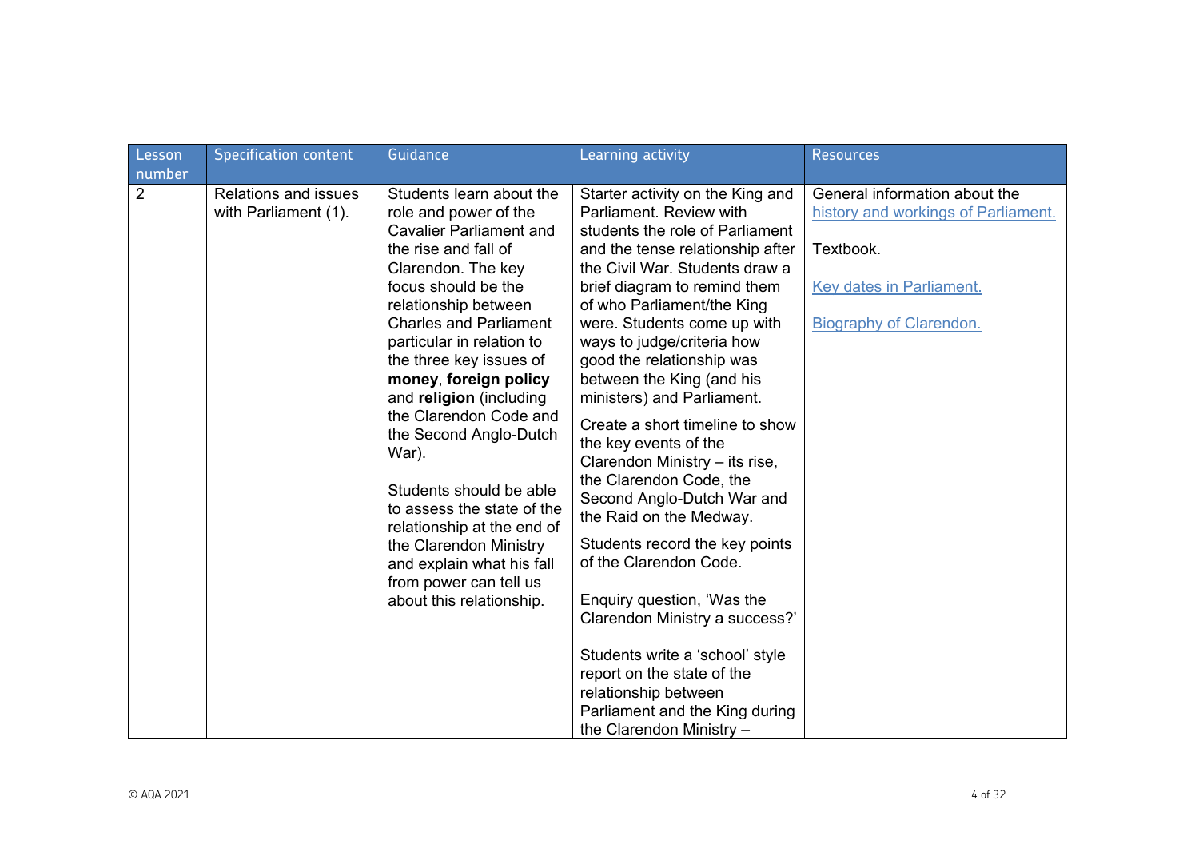| Lesson number | Specification content | Guidance | Learning activity | Resources |
|---|---|---|---|---|
| 2 | Relations and issues with Parliament (1). | Students learn about the role and power of the Cavalier Parliament and the rise and fall of Clarendon. The key focus should be the relationship between Charles and Parliament particular in relation to the three key issues of **money**, **foreign policy** and **religion** (including the Clarendon Code and the Second Anglo-Dutch War).<br><br>Students should be able to assess the state of the relationship at the end of the Clarendon Ministry and explain what his fall from power can tell us about this relationship. | Starter activity on the King and Parliament. Review with students the role of Parliament and the tense relationship after the Civil War. Students draw a brief diagram to remind them of who Parliament/the King were. Students come up with ways to judge/criteria how good the relationship was between the King (and his ministers) and Parliament.<br><br>Create a short timeline to show the key events of the Clarendon Ministry – its rise, the Clarendon Code, the Second Anglo-Dutch War and the Raid on the Medway.<br><br>Students record the key points of the Clarendon Code.<br><br>Enquiry question, 'Was the Clarendon Ministry a success?'<br><br>Students write a 'school' style report on the state of the relationship between Parliament and the King during the Clarendon Ministry – | General information about the history and workings of Parliament.<br><br>Textbook.<br><br>Key dates in Parliament.<br><br>Biography of Clarendon. |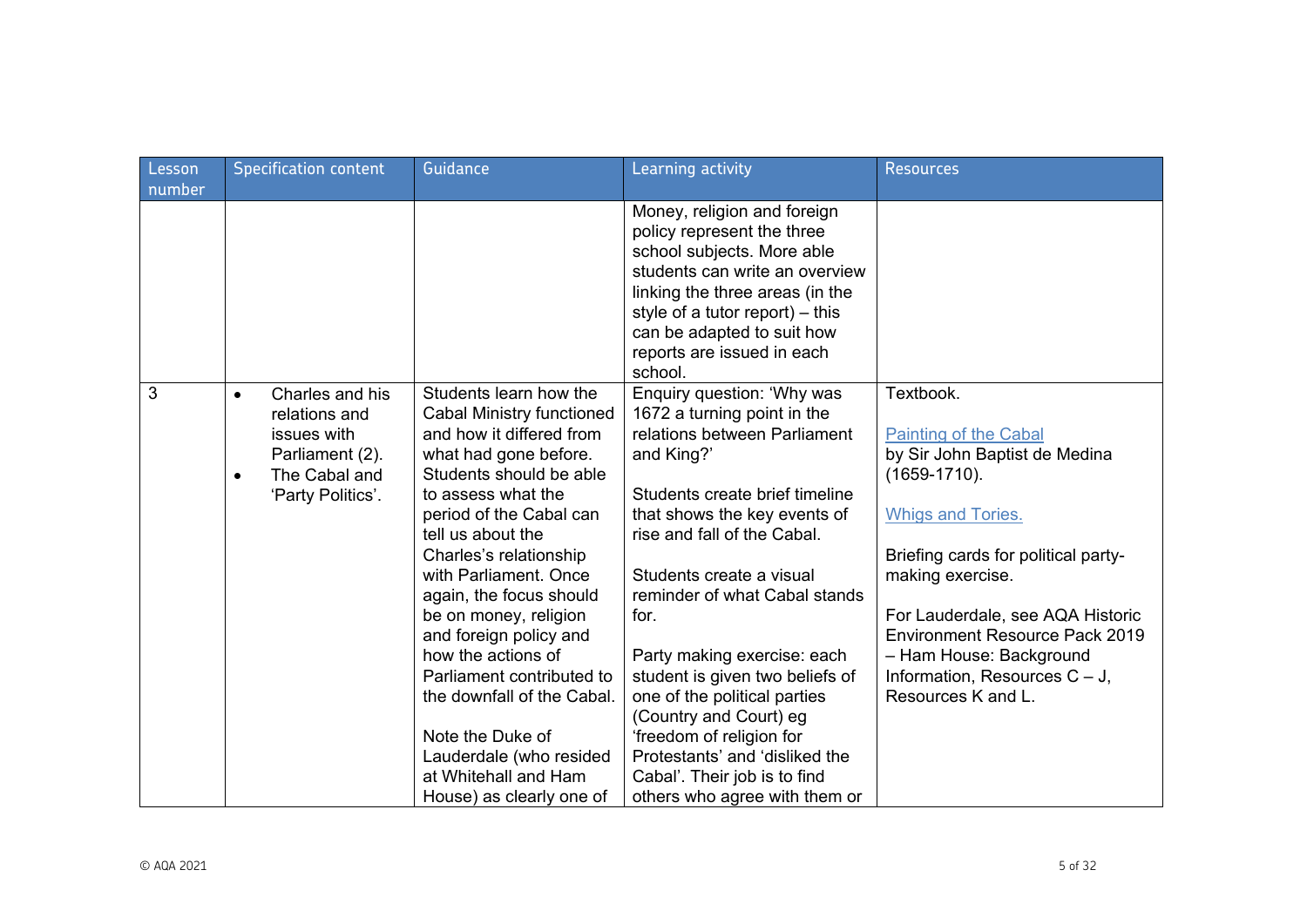| Lesson number | Specification content | Guidance | Learning activity | Resources |
|---|---|---|---|---|
| | | | Money, religion and foreign policy represent the three school subjects. More able students can write an overview linking the three areas (in the style of a tutor report) – this can be adapted to suit how reports are issued in each school. | |
| 3 | • Charles and his relations and issues with Parliament (2).<br>• The Cabal and 'Party Politics'. | Students learn how the Cabal Ministry functioned and how it differed from what had gone before. Students should be able to assess what the period of the Cabal can tell us about the Charles's relationship with Parliament. Once again, the focus should be on money, religion and foreign policy and how the actions of Parliament contributed to the downfall of the Cabal.<br><br>Note the Duke of Lauderdale (who resided at Whitehall and Ham House) as clearly one of | Enquiry question: 'Why was 1672 a turning point in the relations between Parliament and King?'<br><br>Students create brief timeline that shows the key events of rise and fall of the Cabal.<br><br>Students create a visual reminder of what Cabal stands for.<br><br>Party making exercise: each student is given two beliefs of one of the political parties (Country and Court) eg 'freedom of religion for Protestants' and 'disliked the Cabal'. Their job is to find others who agree with them or | Textbook.<br><br>Painting of the Cabal by Sir John Baptist de Medina (1659-1710).<br><br>Whigs and Tories.<br><br>Briefing cards for political party-making exercise.<br><br>For Lauderdale, see AQA Historic Environment Resource Pack 2019 – Ham House: Background Information, Resources C – J, Resources K and L. |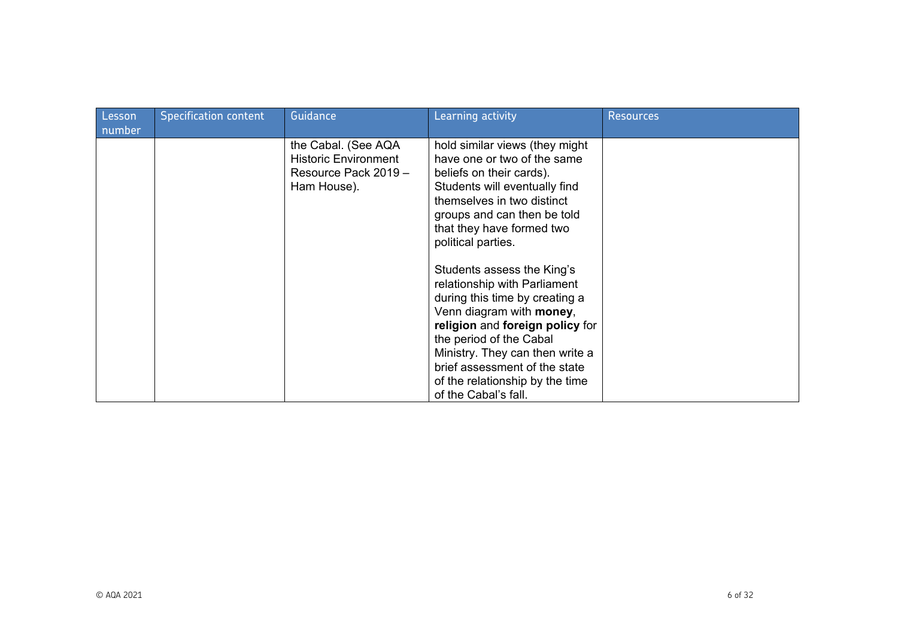| Lesson number | Specification content | Guidance | Learning activity | Resources |
| --- | --- | --- | --- | --- |
| | | the Cabal. (See AQA Historic Environment Resource Pack 2019 – Ham House). | hold similar views (they might have one or two of the same beliefs on their cards). Students will eventually find themselves in two distinct groups and can then be told that they have formed two political parties.<br><br>Students assess the King's relationship with Parliament during this time by creating a Venn diagram with **money**, **religion** and **foreign policy** for the period of the Cabal Ministry. They can then write a brief assessment of the state of the relationship by the time of the Cabal's fall. | |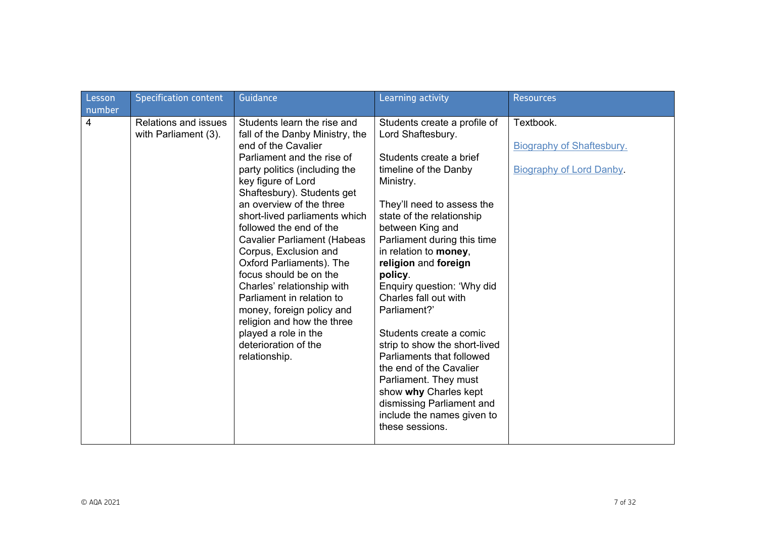| Lesson number | Specification content | Guidance | Learning activity | Resources |
|---|---|---|---|---|
| 4 | Relations and issues with Parliament (3). | Students learn the rise and fall of the Danby Ministry, the end of the Cavalier Parliament and the rise of party politics (including the key figure of Lord Shaftesbury). Students get an overview of the three short-lived parliaments which followed the end of the Cavalier Parliament (Habeas Corpus, Exclusion and Oxford Parliaments). The focus should be on the Charles' relationship with Parliament in relation to money, foreign policy and religion and how the three played a role in the deterioration of the relationship. | Students create a profile of Lord Shaftesbury.<br><br>Students create a brief timeline of the Danby Ministry.<br><br>They'll need to assess the state of the relationship between King and Parliament during this time in relation to **money**, **religion** and **foreign policy**.<br>Enquiry question: 'Why did Charles fall out with Parliament?'<br><br>Students create a comic strip to show the short-lived Parliaments that followed the end of the Cavalier Parliament. They must show **why** Charles kept dismissing Parliament and include the names given to these sessions. | Textbook.<br><br>Biography of Shaftesbury.<br><br>Biography of Lord Danby. |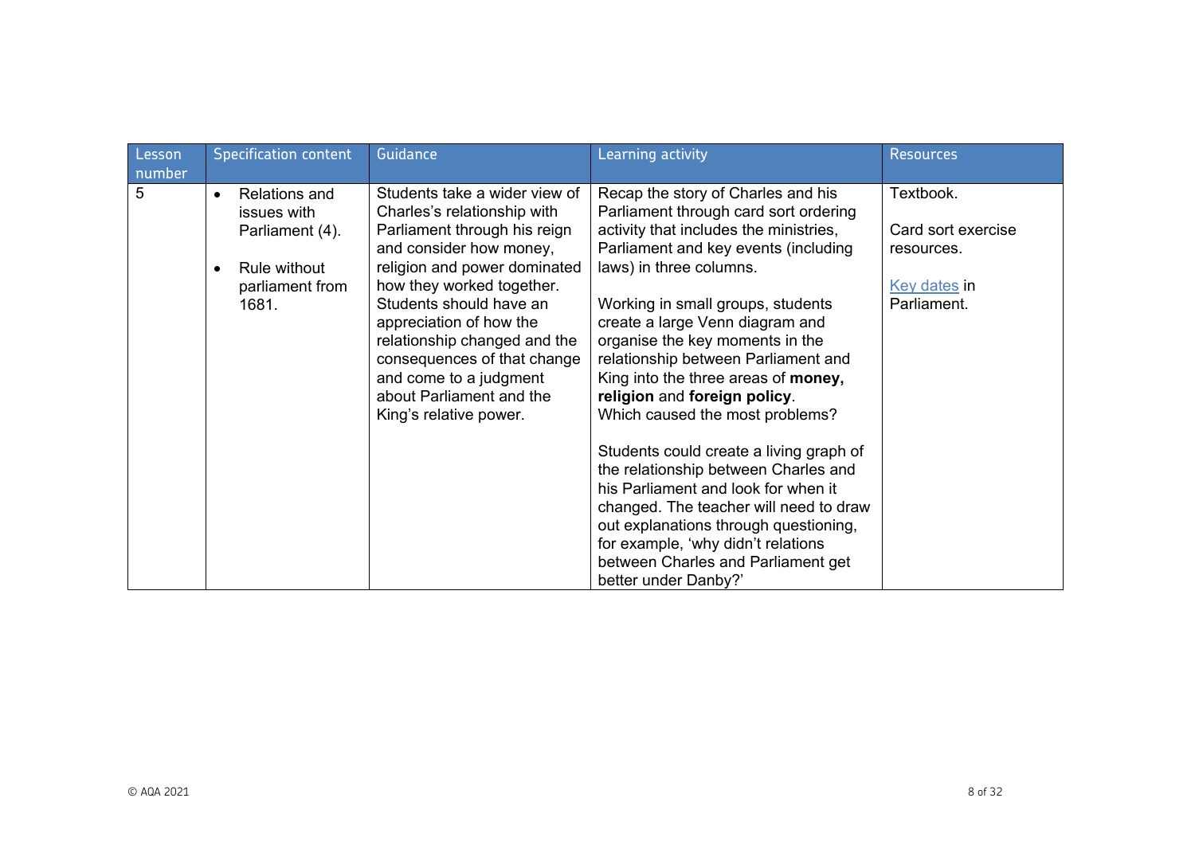| Lesson number | Specification content | Guidance | Learning activity | Resources |
|---|---|---|---|---|
| 5 | • Relations and issues with Parliament (4).<br><br>• Rule without parliament from 1681. | Students take a wider view of Charles's relationship with Parliament through his reign and consider how money, religion and power dominated how they worked together. Students should have an appreciation of how the relationship changed and the consequences of that change and come to a judgment about Parliament and the King's relative power. | Recap the story of Charles and his Parliament through card sort ordering activity that includes the ministries, Parliament and key events (including laws) in three columns.<br><br>Working in small groups, students create a large Venn diagram and organise the key moments in the relationship between Parliament and King into the three areas of **money, religion** and **foreign policy**. Which caused the most problems?<br><br>Students could create a living graph of the relationship between Charles and his Parliament and look for when it changed. The teacher will need to draw out explanations through questioning, for example, 'why didn't relations between Charles and Parliament get better under Danby?' | Textbook.<br><br>Card sort exercise resources.<br><br>Key dates in Parliament. |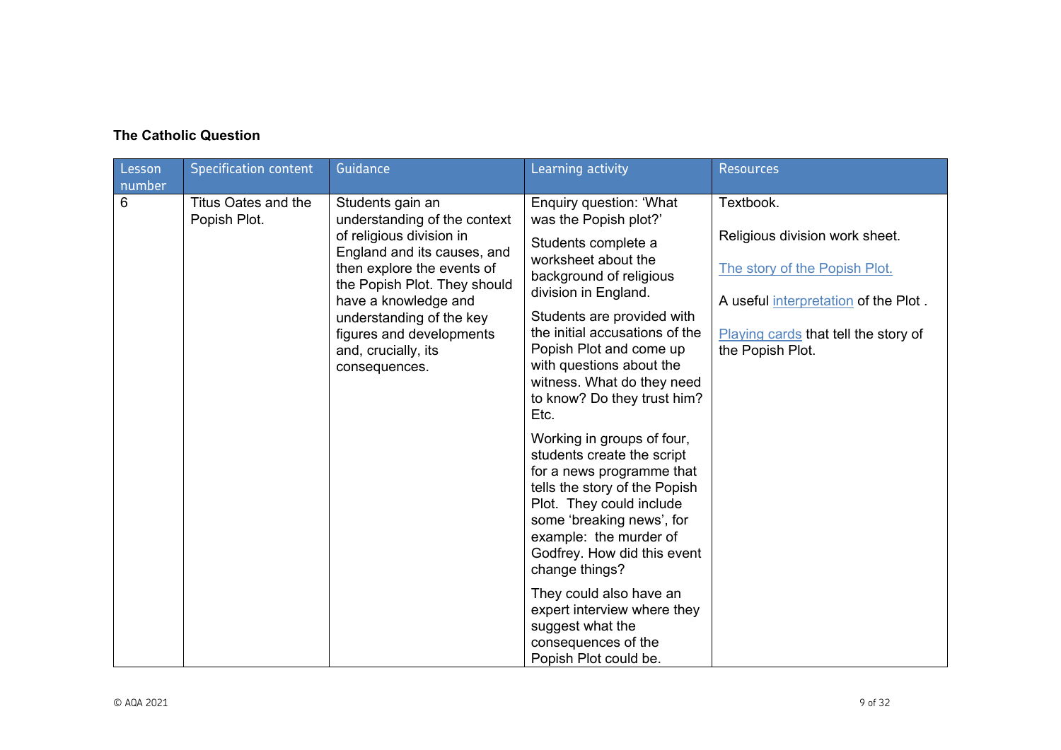**The Catholic Question**

| Lesson number | Specification content | Guidance | Learning activity | Resources |
|---|---|---|---|---|
| 6 | Titus Oates and the Popish Plot. | Students gain an understanding of the context of religious division in England and its causes, and then explore the events of the Popish Plot. They should have a knowledge and understanding of the key figures and developments and, crucially, its consequences. | Enquiry question: 'What was the Popish plot?'<br><br>Students complete a worksheet about the background of religious division in England.<br><br>Students are provided with the initial accusations of the Popish Plot and come up with questions about the witness. What do they need to know? Do they trust him? Etc.<br><br>Working in groups of four, students create the script for a news programme that tells the story of the Popish Plot. They could include some 'breaking news', for example: the murder of Godfrey. How did this event change things?<br><br>They could also have an expert interview where they suggest what the consequences of the Popish Plot could be. | Textbook.<br><br>Religious division work sheet.<br><br>The story of the Popish Plot.<br><br>A useful interpretation of the Plot .<br><br>Playing cards that tell the story of the Popish Plot. |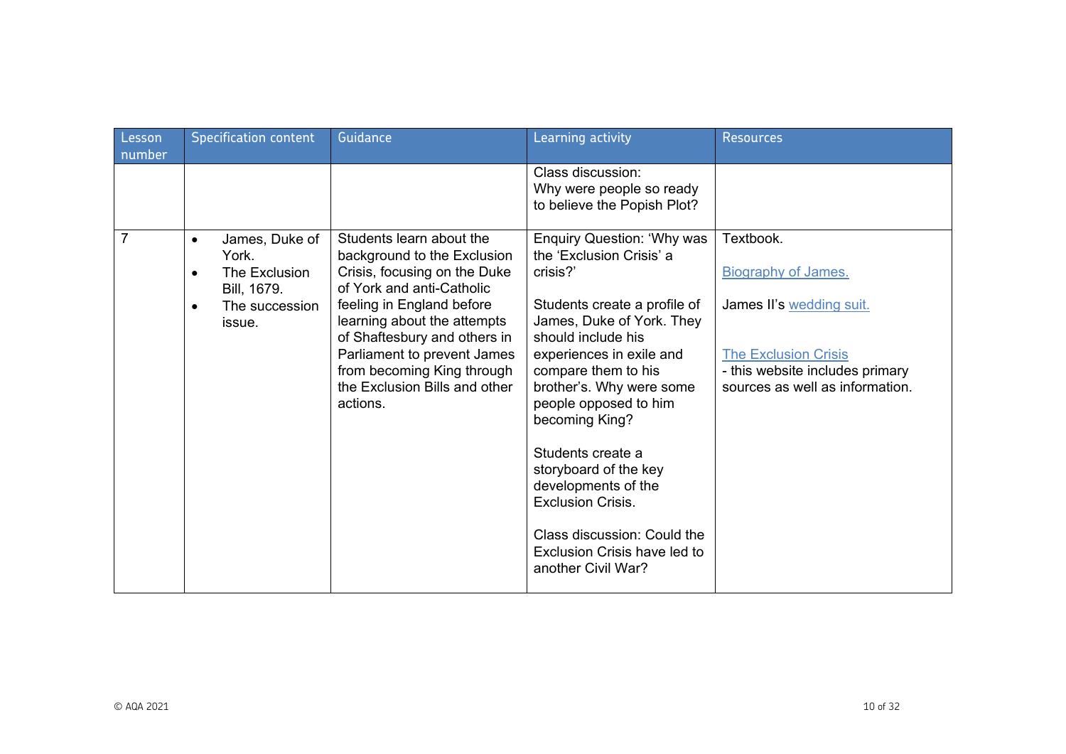| Lesson number | Specification content | Guidance | Learning activity | Resources |
|---|---|---|---|---|
| | | | Class discussion:<br>Why were people so ready to believe the Popish Plot? | |
| 7 | • James, Duke of York.<br>• The Exclusion Bill, 1679.<br>• The succession issue. | Students learn about the background to the Exclusion Crisis, focusing on the Duke of York and anti-Catholic feeling in England before learning about the attempts of Shaftesbury and others in Parliament to prevent James from becoming King through the Exclusion Bills and other actions. | Enquiry Question: 'Why was the 'Exclusion Crisis' a crisis?'<br><br>Students create a profile of James, Duke of York. They should include his experiences in exile and compare them to his brother's. Why were some people opposed to him becoming King?<br><br>Students create a storyboard of the key developments of the Exclusion Crisis.<br><br>Class discussion: Could the Exclusion Crisis have led to another Civil War? | Textbook.<br><br>Biography of James.<br><br>James II's wedding suit.<br><br>The Exclusion Crisis<br>- this website includes primary sources as well as information. |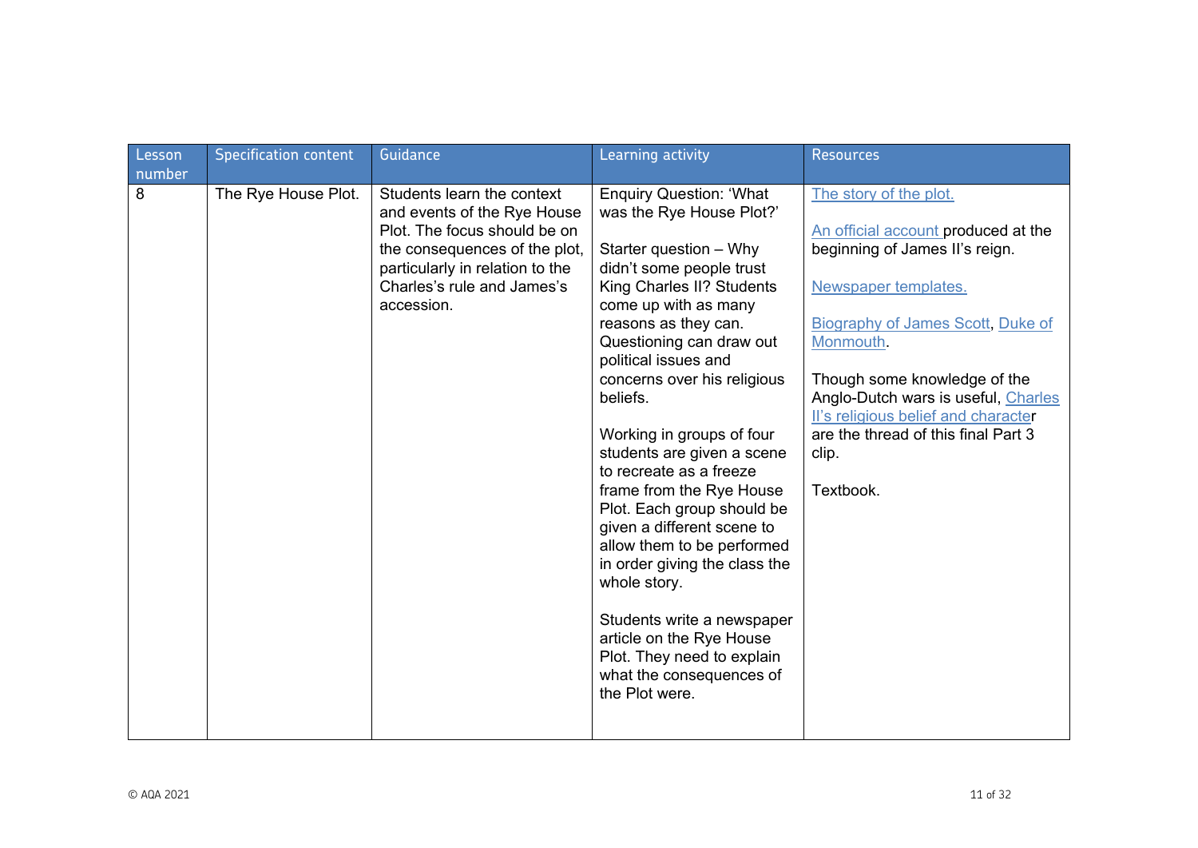| Lesson number | Specification content | Guidance | Learning activity | Resources |
|---|---|---|---|---|
| 8 | The Rye House Plot. | Students learn the context and events of the Rye House Plot. The focus should be on the consequences of the plot, particularly in relation to the Charles's rule and James's accession. | Enquiry Question: 'What was the Rye House Plot?'<br><br>Starter question – Why didn't some people trust King Charles II? Students come up with as many reasons as they can. Questioning can draw out political issues and concerns over his religious beliefs.<br><br>Working in groups of four students are given a scene to recreate as a freeze frame from the Rye House Plot. Each group should be given a different scene to allow them to be performed in order giving the class the whole story.<br><br>Students write a newspaper article on the Rye House Plot. They need to explain what the consequences of the Plot were. | The story of the plot.<br><br>An official account produced at the beginning of James II's reign.<br><br>Newspaper templates.<br><br>Biography of James Scott, Duke of Monmouth.<br><br>Though some knowledge of the Anglo-Dutch wars is useful, Charles II's religious belief and character are the thread of this final Part 3 clip.<br><br>Textbook. |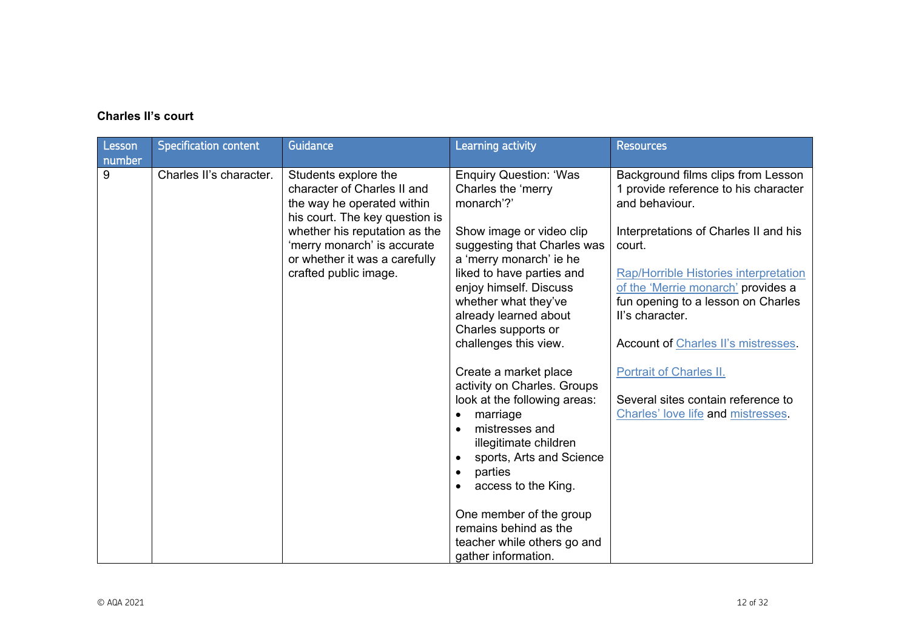**Charles II's court**

| Lesson number | Specification content | Guidance | Learning activity | Resources |
|---|---|---|---|---|
| 9 | Charles II's character. | Students explore the character of Charles II and the way he operated within his court. The key question is whether his reputation as the 'merry monarch' is accurate or whether it was a carefully crafted public image. | Enquiry Question: 'Was Charles the 'merry monarch'?'<br><br>Show image or video clip suggesting that Charles was a 'merry monarch' ie he liked to have parties and enjoy himself. Discuss whether what they've already learned about Charles supports or challenges this view.<br><br>Create a market place activity on Charles. Groups look at the following areas:<br>• marriage<br>• mistresses and illegitimate children<br>• sports, Arts and Science<br>• parties<br>• access to the King.<br><br>One member of the group remains behind as the teacher while others go and gather information. | Background films clips from Lesson 1 provide reference to his character and behaviour.<br><br>Interpretations of Charles II and his court.<br><br>Rap/Horrible Histories interpretation of the 'Merrie monarch' provides a fun opening to a lesson on Charles II's character.<br><br>Account of Charles II's mistresses.<br><br>Portrait of Charles II.<br><br>Several sites contain reference to Charles' love life and mistresses. |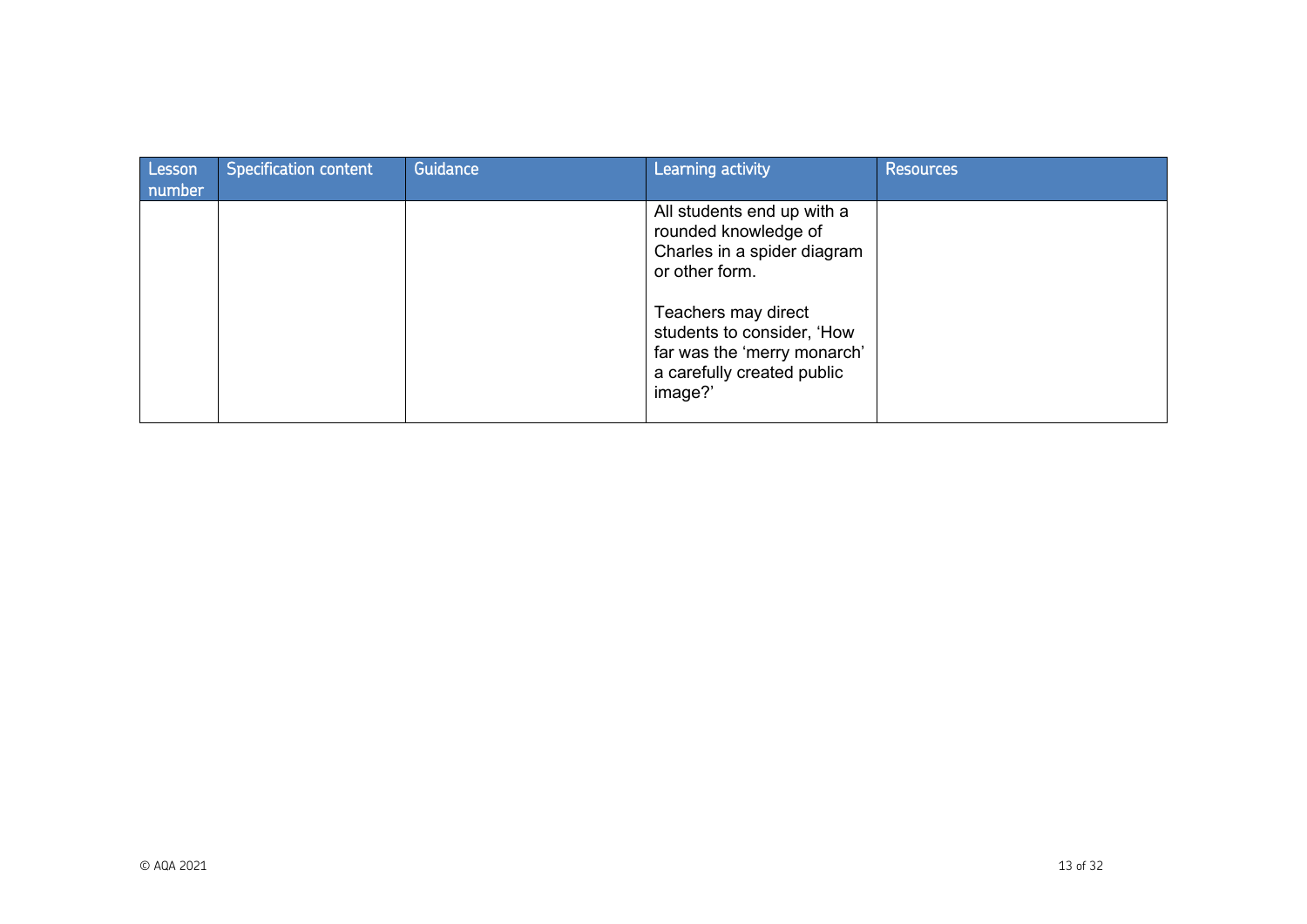| Lesson number | Specification content | Guidance | Learning activity | Resources |
|---|---|---|---|---|
| | | | All students end up with a rounded knowledge of Charles in a spider diagram or other form.<br><br>Teachers may direct students to consider, 'How far was the 'merry monarch' a carefully created public image?' | |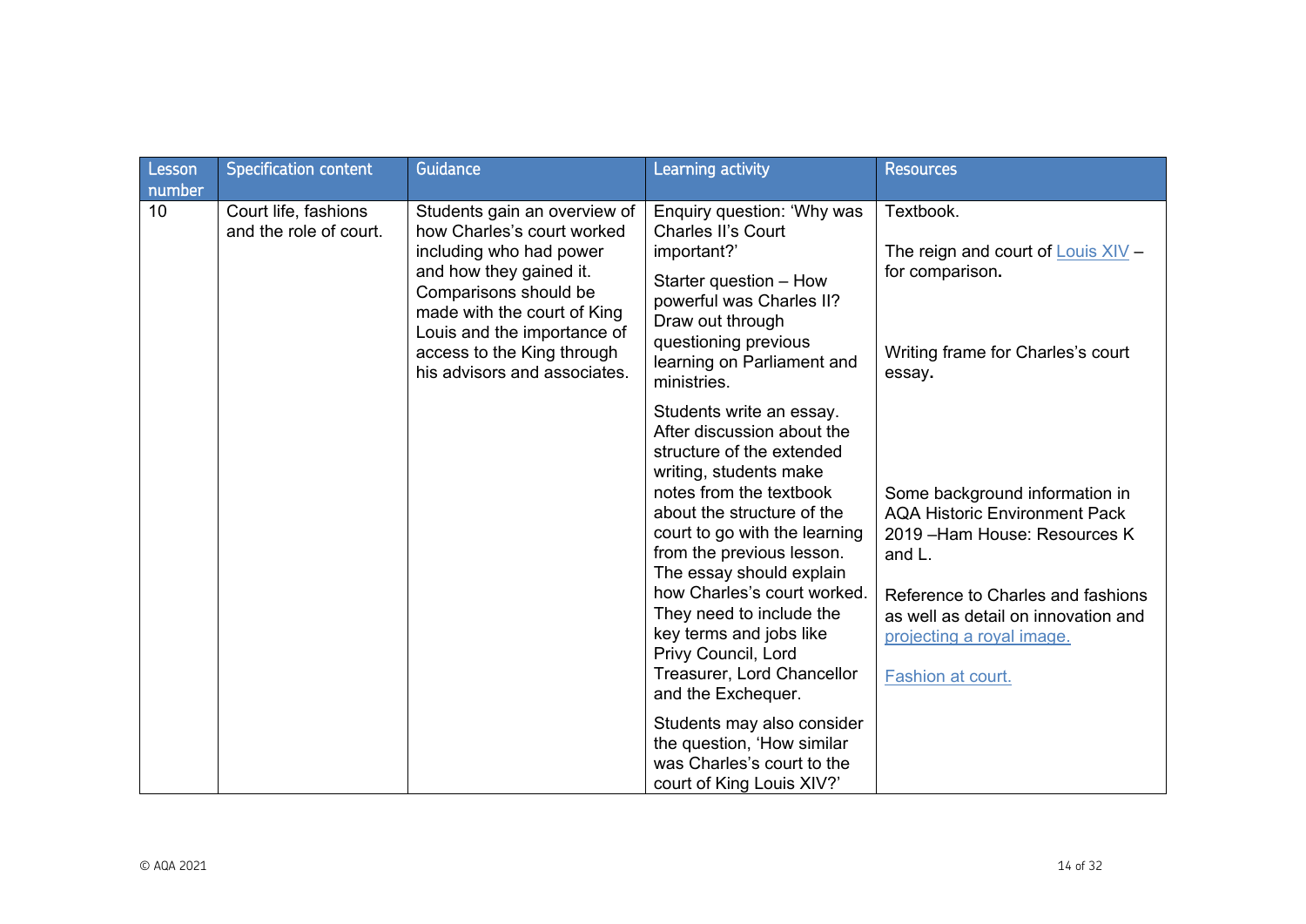| Lesson number | Specification content | Guidance | Learning activity | Resources |
|---|---|---|---|---|
| 10 | Court life, fashions and the role of court. | Students gain an overview of how Charles's court worked including who had power and how they gained it. Comparisons should be made with the court of King Louis and the importance of access to the King through his advisors and associates. | Enquiry question: 'Why was Charles II's Court important?'<br><br>Starter question – How powerful was Charles II? Draw out through questioning previous learning on Parliament and ministries.<br><br>Students write an essay. After discussion about the structure of the extended writing, students make notes from the textbook about the structure of the court to go with the learning from the previous lesson. The essay should explain how Charles's court worked. They need to include the key terms and jobs like Privy Council, Lord Treasurer, Lord Chancellor and the Exchequer.<br><br>Students may also consider the question, 'How similar was Charles's court to the court of King Louis XIV?' | Textbook.<br><br>The reign and court of Louis XIV – for comparison.<br><br>Writing frame for Charles's court essay.<br><br>Some background information in AQA Historic Environment Pack 2019 –Ham House: Resources K and L.<br><br>Reference to Charles and fashions as well as detail on innovation and projecting a royal image.<br><br>Fashion at court. |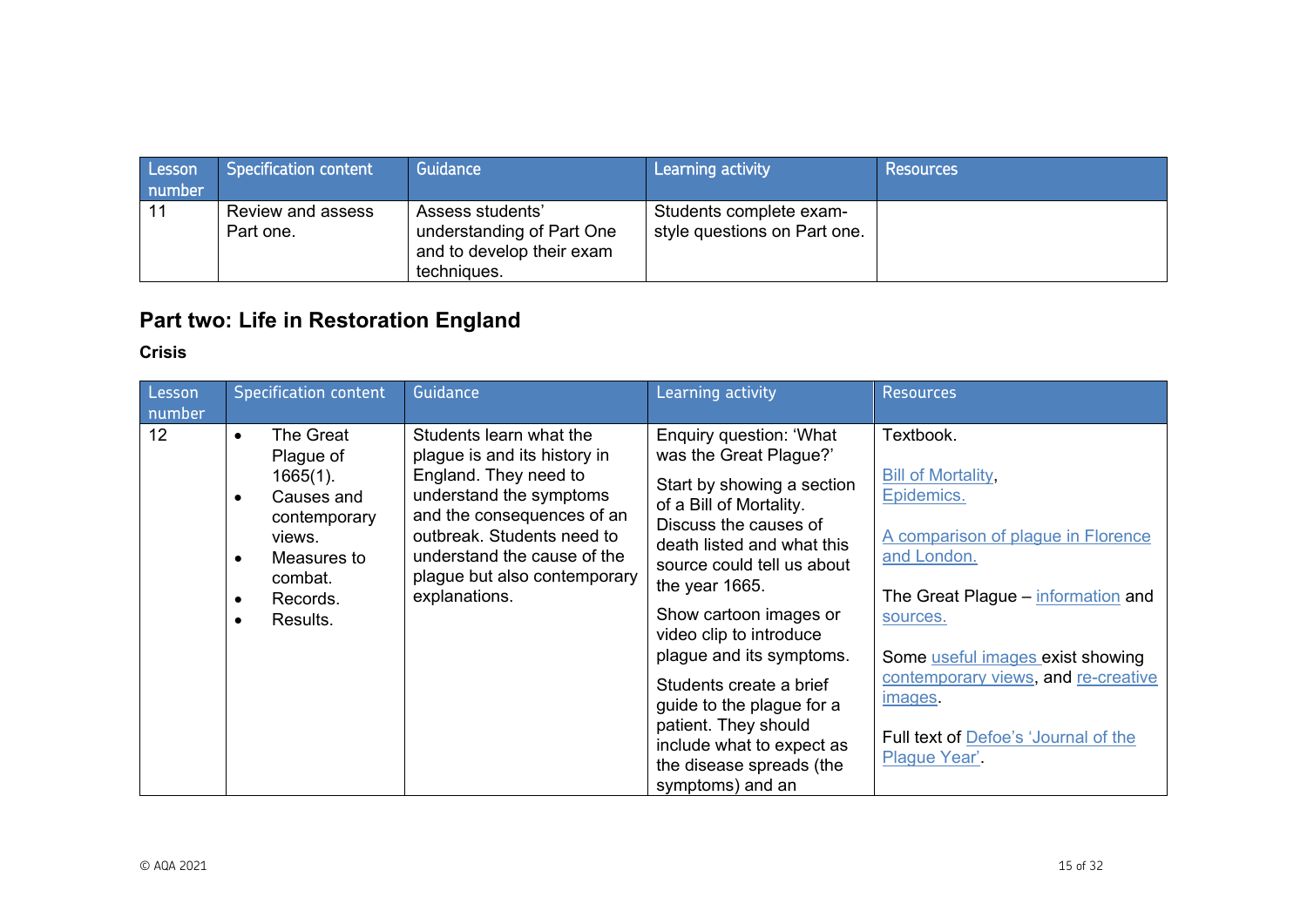| Lesson number | Specification content | Guidance | Learning activity | Resources |
|---|---|---|---|---|
| 11 | Review and assess Part one. | Assess students' understanding of Part One and to develop their exam techniques. | Students complete exam-style questions on Part one. | |

## Part two: Life in Restoration England

**Crisis**

| Lesson number | Specification content | Guidance | Learning activity | Resources |
|---|---|---|---|---|
| 12 | • The Great Plague of 1665(1).<br>• Causes and contemporary views.<br>• Measures to combat.<br>• Records.<br>• Results. | Students learn what the plague is and its history in England. They need to understand the symptoms and the consequences of an outbreak. Students need to understand the cause of the plague but also contemporary explanations. | Enquiry question: 'What was the Great Plague?'<br><br>Start by showing a section of a Bill of Mortality. Discuss the causes of death listed and what this source could tell us about the year 1665.<br><br>Show cartoon images or video clip to introduce plague and its symptoms.<br><br>Students create a brief guide to the plague for a patient. They should include what to expect as the disease spreads (the symptoms) and an | Textbook.<br><br>Bill of Mortality, Epidemics.<br><br>A comparison of plague in Florence and London.<br><br>The Great Plague – information and sources.<br><br>Some useful images exist showing contemporary views, and re-creative images.<br><br>Full text of Defoe's 'Journal of the Plague Year'. |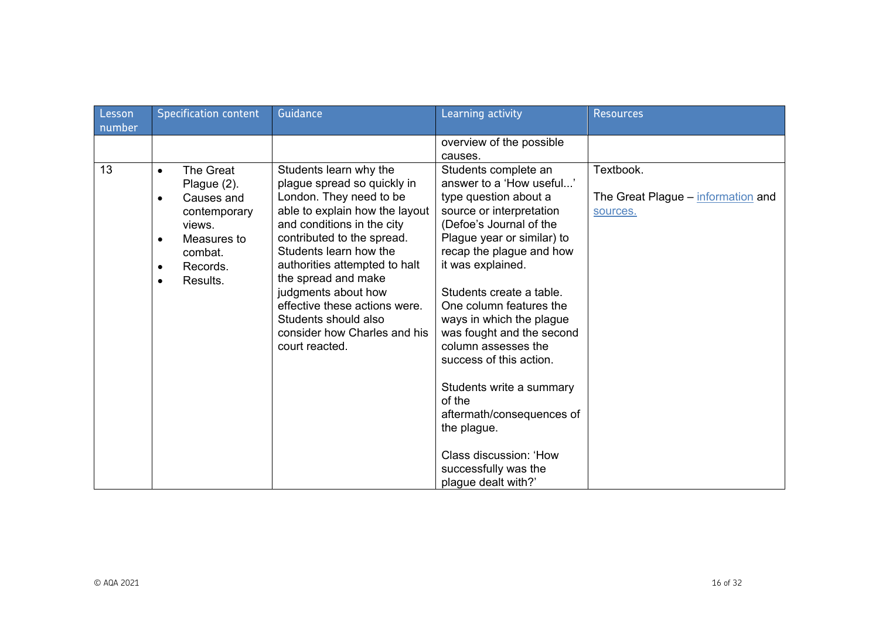| Lesson number | Specification content | Guidance | Learning activity | Resources |
|---|---|---|---|---|
| | | | overview of the possible causes. | |
| 13 | • The Great Plague (2).<br>• Causes and contemporary views.<br>• Measures to combat.<br>• Records.<br>• Results. | Students learn why the plague spread so quickly in London. They need to be able to explain how the layout and conditions in the city contributed to the spread. Students learn how the authorities attempted to halt the spread and make judgments about how effective these actions were. Students should also consider how Charles and his court reacted. | Students complete an answer to a 'How useful...' type question about a source or interpretation (Defoe's Journal of the Plague year or similar) to recap the plague and how it was explained.<br><br>Students create a table. One column features the ways in which the plague was fought and the second column assesses the success of this action.<br><br>Students write a summary of the aftermath/consequences of the plague.<br><br>Class discussion: 'How successfully was the plague dealt with?' | Textbook.<br><br>The Great Plague – information and sources. |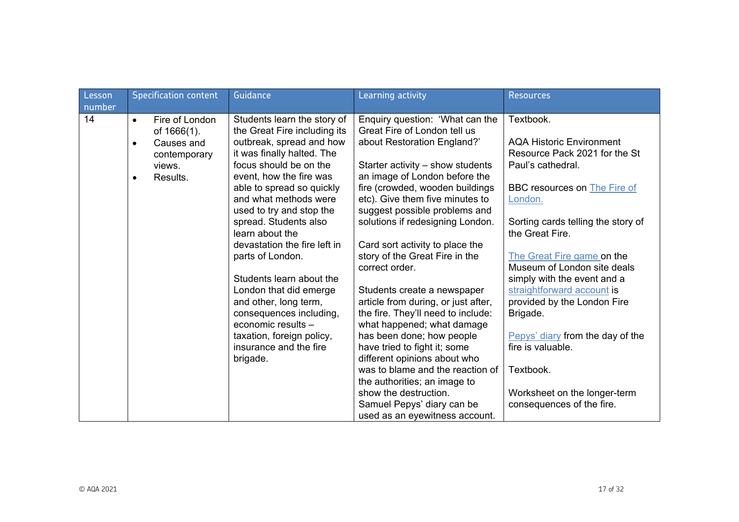| Lesson number | Specification content | Guidance | Learning activity | Resources |
|---|---|---|---|---|
| 14 | • Fire of London of 1666(1).<br>• Causes and contemporary views.<br>• Results. | Students learn the story of the Great Fire including its outbreak, spread and how it was finally halted. The focus should be on the event, how the fire was able to spread so quickly and what methods were used to try and stop the spread. Students also learn about the devastation the fire left in parts of London.<br><br>Students learn about the London that did emerge and other, long term, consequences including, economic results – taxation, foreign policy, insurance and the fire brigade. | Enquiry question: 'What can the Great Fire of London tell us about Restoration England?'<br><br>Starter activity – show students an image of London before the fire (crowded, wooden buildings etc). Give them five minutes to suggest possible problems and solutions if redesigning London.<br><br>Card sort activity to place the story of the Great Fire in the correct order.<br><br>Students create a newspaper article from during, or just after, the fire. They'll need to include: what happened; what damage has been done; how people have tried to fight it; some different opinions about who was to blame and the reaction of the authorities; an image to show the destruction.<br>Samuel Pepys' diary can be used as an eyewitness account. | Textbook.<br><br>AQA Historic Environment Resource Pack 2021 for the St Paul's cathedral.<br><br>BBC resources on The Fire of London.<br><br>Sorting cards telling the story of the Great Fire.<br><br>The Great Fire game on the Museum of London site deals simply with the event and a straightforward account is provided by the London Fire Brigade.<br><br>Pepys' diary from the day of the fire is valuable.<br><br>Textbook.<br><br>Worksheet on the longer-term consequences of the fire. |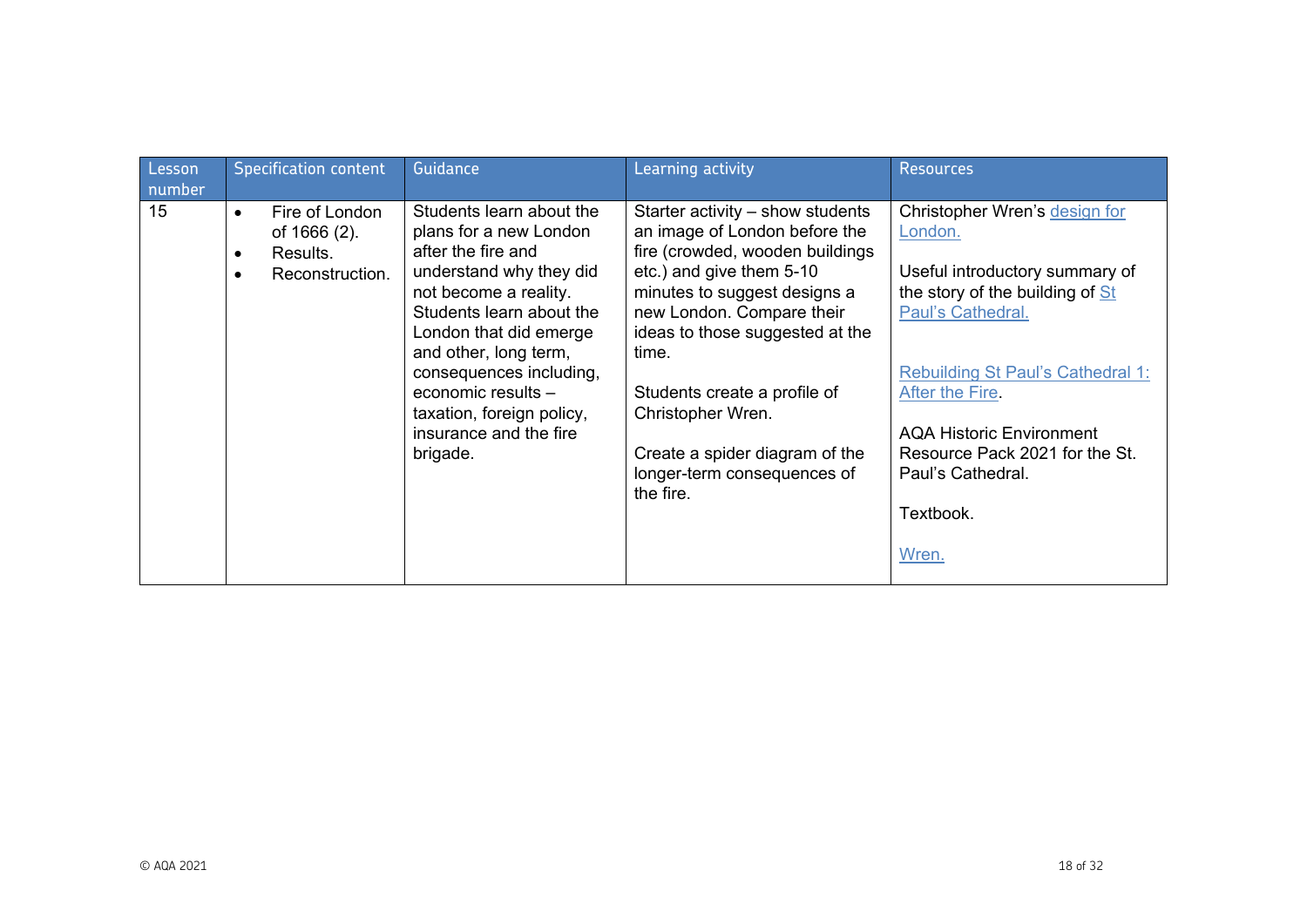| Lesson number | Specification content | Guidance | Learning activity | Resources |
|---|---|---|---|---|
| 15 | • Fire of London of 1666 (2).<br>• Results.<br>• Reconstruction. | Students learn about the plans for a new London after the fire and understand why they did not become a reality. Students learn about the London that did emerge and other, long term, consequences including, economic results – taxation, foreign policy, insurance and the fire brigade. | Starter activity – show students an image of London before the fire (crowded, wooden buildings etc.) and give them 5-10 minutes to suggest designs a new London. Compare their ideas to those suggested at the time.<br><br>Students create a profile of Christopher Wren.<br><br>Create a spider diagram of the longer-term consequences of the fire. | Christopher Wren's design for London.<br><br>Useful introductory summary of the story of the building of St Paul's Cathedral.<br><br>Rebuilding St Paul's Cathedral 1: After the Fire.<br><br>AQA Historic Environment Resource Pack 2021 for the St. Paul's Cathedral.<br><br>Textbook.<br><br>Wren. |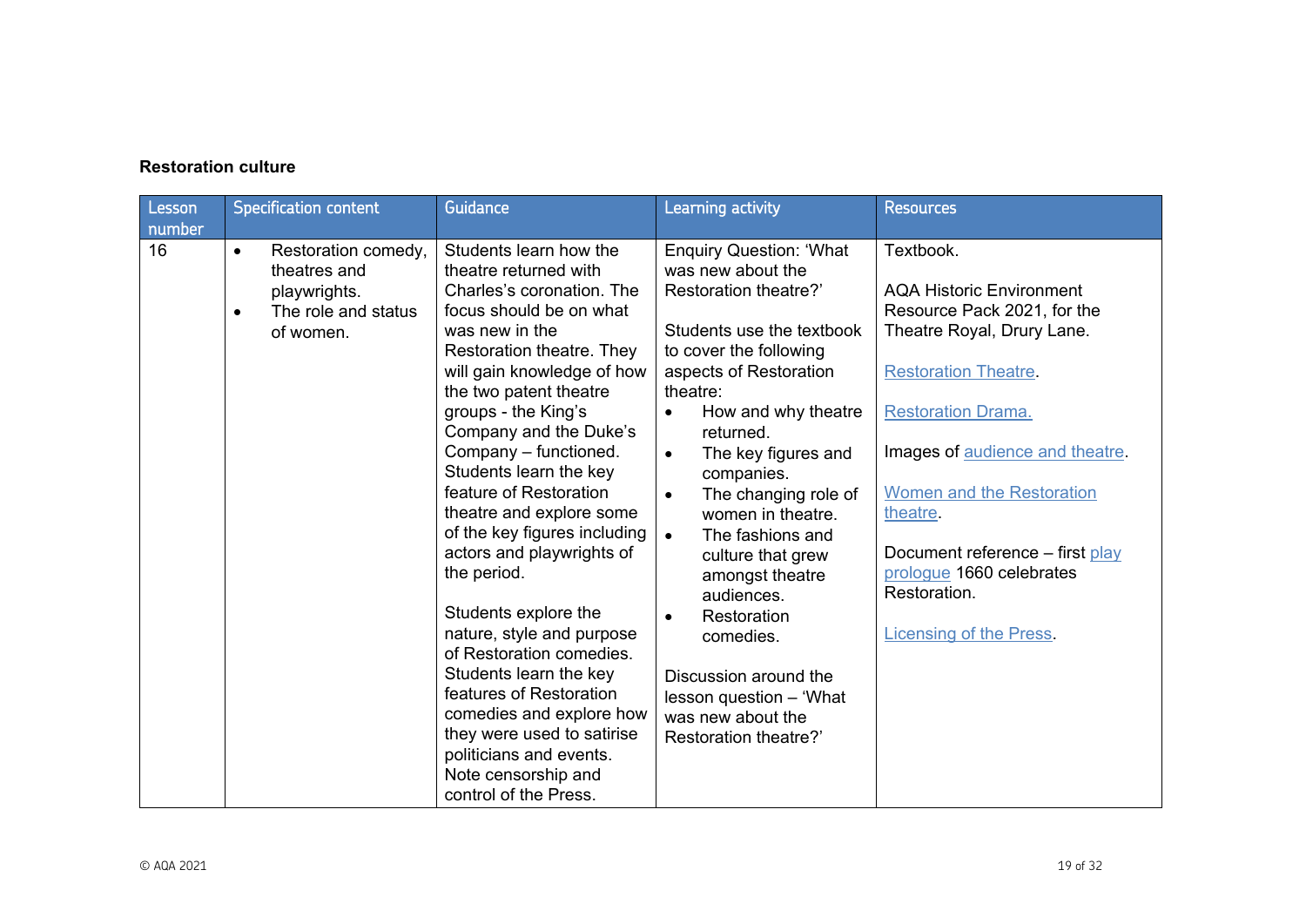**Restoration culture**

| Lesson number | Specification content | Guidance | Learning activity | Resources |
|---|---|---|---|---|
| 16 | <ul><li>Restoration comedy, theatres and playwrights.</li><li>The role and status of women.</li></ul> | Students learn how the theatre returned with Charles's coronation. The focus should be on what was new in the Restoration theatre. They will gain knowledge of how the two patent theatre groups - the King's Company and the Duke's Company – functioned. Students learn the key feature of Restoration theatre and explore some of the key figures including actors and playwrights of the period.<br><br>Students explore the nature, style and purpose of Restoration comedies. Students learn the key features of Restoration comedies and explore how they were used to satirise politicians and events. Note censorship and control of the Press. | Enquiry Question: 'What was new about the Restoration theatre?'<br><br>Students use the textbook to cover the following aspects of Restoration theatre:<ul><li>How and why theatre returned.</li><li>The key figures and companies.</li><li>The changing role of women in theatre.</li><li>The fashions and culture that grew amongst theatre audiences.</li><li>Restoration comedies.</li></ul>Discussion around the lesson question – 'What was new about the Restoration theatre?' | Textbook.<br><br>AQA Historic Environment Resource Pack 2021, for the Theatre Royal, Drury Lane.<br><br>Restoration Theatre.<br><br>Restoration Drama.<br><br>Images of audience and theatre.<br><br>Women and the Restoration theatre.<br><br>Document reference – first play prologue 1660 celebrates Restoration.<br><br>Licensing of the Press. |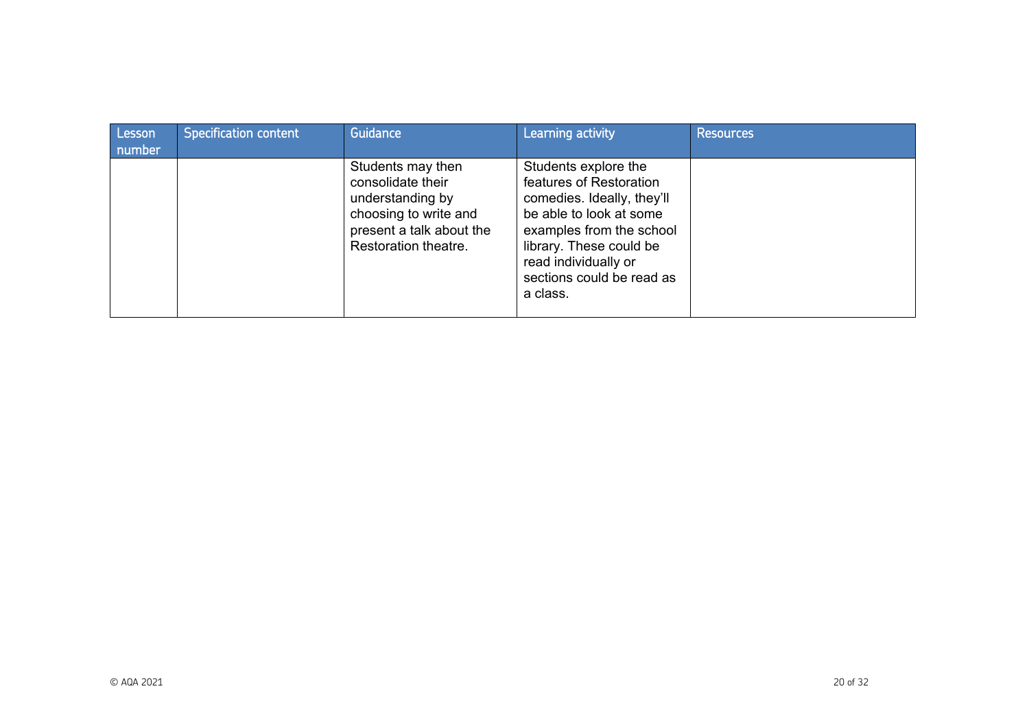| Lesson number | Specification content | Guidance | Learning activity | Resources |
| --- | --- | --- | --- | --- |
| | | Students may then consolidate their understanding by choosing to write and present a talk about the Restoration theatre. | Students explore the features of Restoration comedies. Ideally, they'll be able to look at some examples from the school library. These could be read individually or sections could be read as a class. | |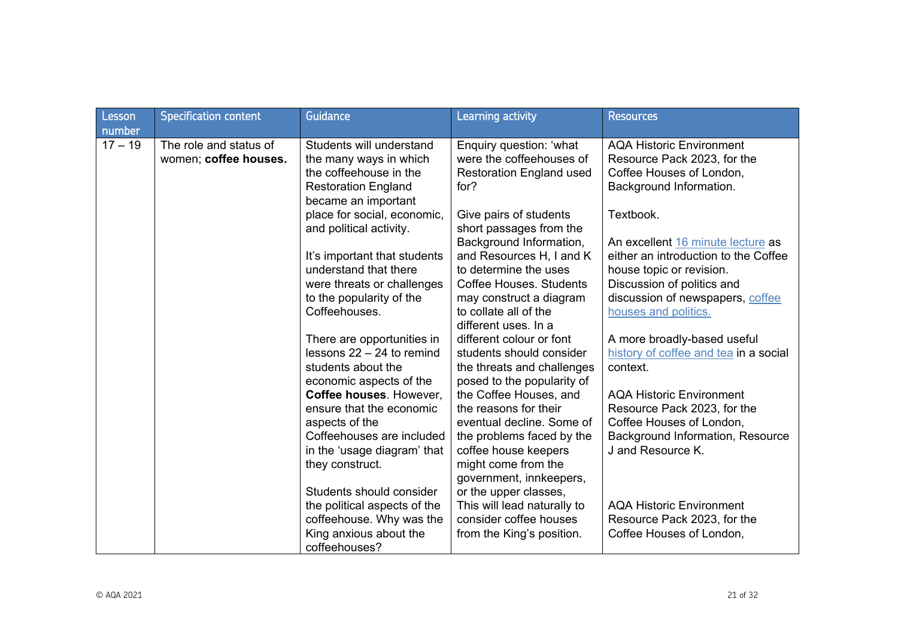| Lesson number | Specification content | Guidance | Learning activity | Resources |
|---|---|---|---|---|
| 17 – 19 | The role and status of women; **coffee houses.** | Students will understand the many ways in which the coffeehouse in the Restoration England became an important place for social, economic, and political activity.<br><br>It's important that students understand that there were threats or challenges to the popularity of the Coffeehouses.<br><br>There are opportunities in lessons 22 – 24 to remind students about the economic aspects of the **Coffee houses**. However, ensure that the economic aspects of the Coffeehouses are included in the 'usage diagram' that they construct.<br><br>Students should consider the political aspects of the coffeehouse. Why was the King anxious about the coffeehouses? | Enquiry question: 'what were the coffeehouses of Restoration England used for?<br><br>Give pairs of students short passages from the Background Information, and Resources H, I and K to determine the uses Coffee Houses. Students may construct a diagram to collate all of the different uses. In a different colour or font students should consider the threats and challenges posed to the popularity of the Coffee Houses, and the reasons for their eventual decline. Some of the problems faced by the coffee house keepers might come from the government, innkeepers, or the upper classes, This will lead naturally to consider coffee houses from the King's position. | AQA Historic Environment Resource Pack 2023, for the Coffee Houses of London, Background Information.<br><br>Textbook.<br><br>An excellent 16 minute lecture as either an introduction to the Coffee house topic or revision. Discussion of politics and discussion of newspapers, coffee houses and politics.<br><br>A more broadly-based useful history of coffee and tea in a social context.<br><br>AQA Historic Environment Resource Pack 2023, for the Coffee Houses of London, Background Information, Resource J and Resource K.<br><br>AQA Historic Environment Resource Pack 2023, for the Coffee Houses of London, |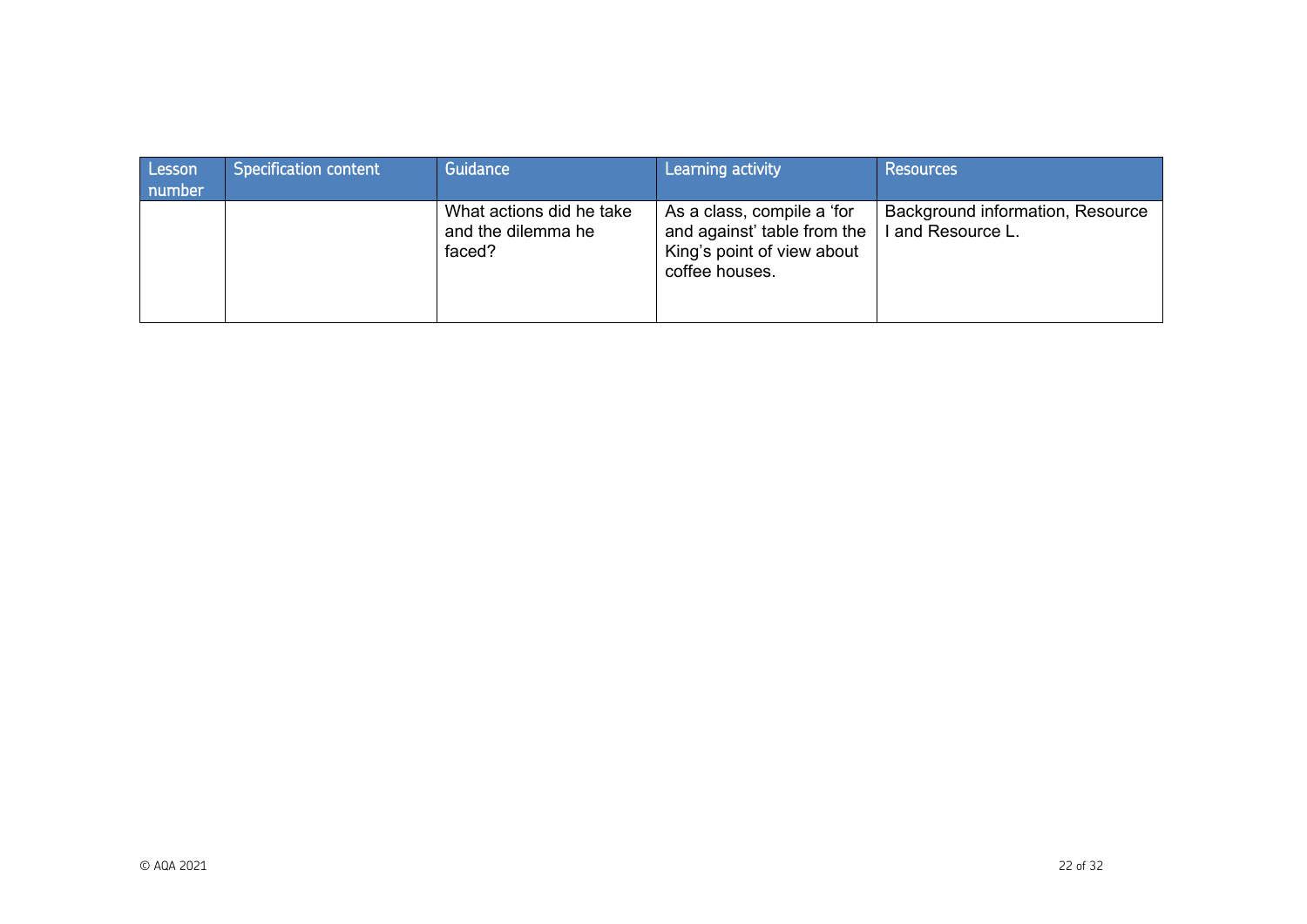| Lesson number | Specification content | Guidance | Learning activity | Resources |
|---|---|---|---|---|
| | | What actions did he take and the dilemma he faced? | As a class, compile a 'for and against' table from the King's point of view about coffee houses. | Background information, Resource I and Resource L. |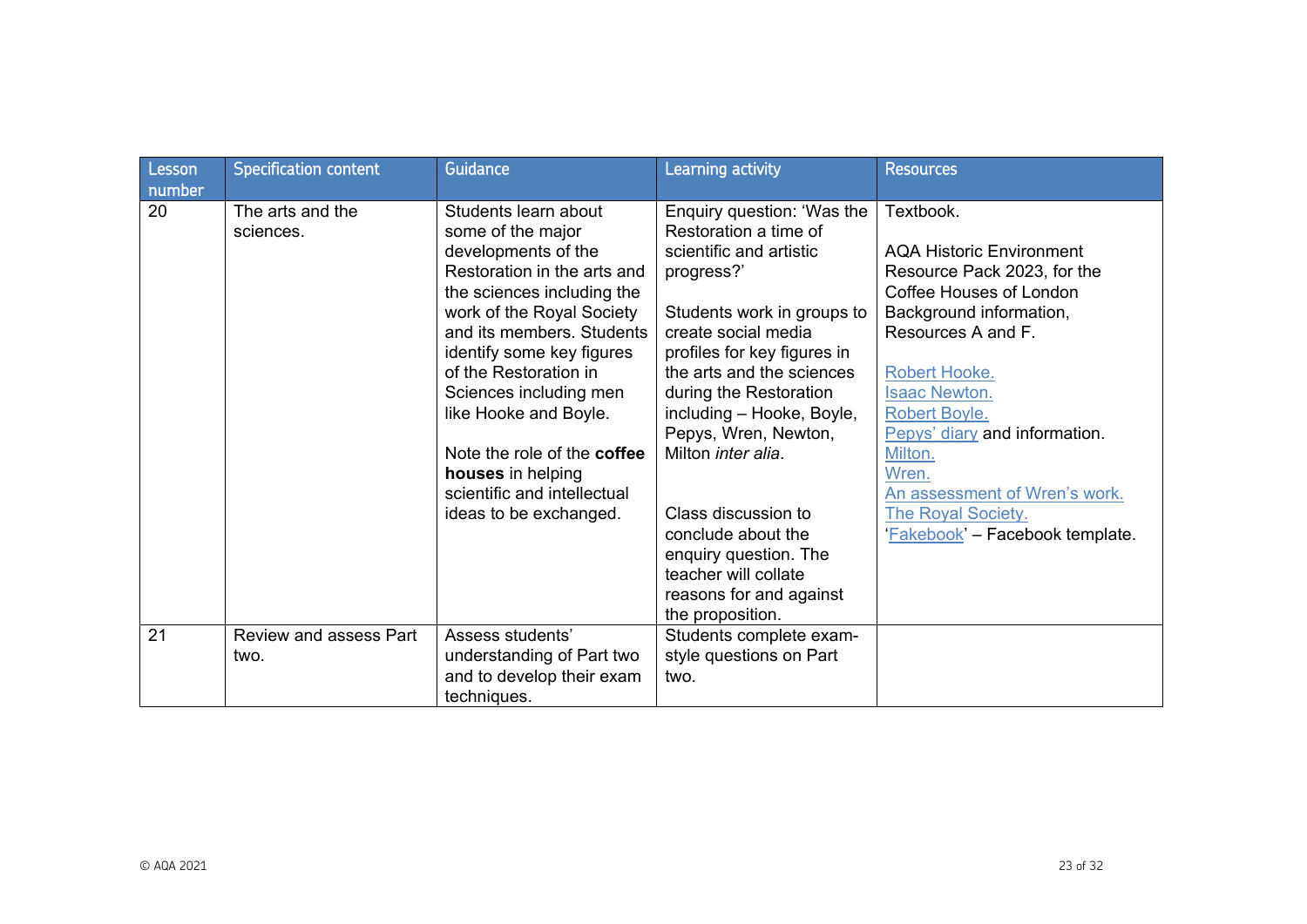| Lesson number | Specification content | Guidance | Learning activity | Resources |
|---|---|---|---|---|
| 20 | The arts and the sciences. | Students learn about some of the major developments of the Restoration in the arts and the sciences including the work of the Royal Society and its members. Students identify some key figures of the Restoration in Sciences including men like Hooke and Boyle.<br><br>Note the role of the **coffee houses** in helping scientific and intellectual ideas to be exchanged. | Enquiry question: 'Was the Restoration a time of scientific and artistic progress?'<br><br>Students work in groups to create social media profiles for key figures in the arts and the sciences during the Restoration including – Hooke, Boyle, Pepys, Wren, Newton, Milton *inter alia*.<br><br>Class discussion to conclude about the enquiry question. The teacher will collate reasons for and against the proposition. | Textbook.<br><br>AQA Historic Environment Resource Pack 2023, for the Coffee Houses of London Background information, Resources A and F.<br><br>Robert Hooke.<br>Isaac Newton.<br>Robert Boyle.<br>Pepys' diary and information.<br>Milton.<br>Wren.<br>An assessment of Wren's work.<br>The Royal Society.<br>'Fakebook' – Facebook template. |
| 21 | Review and assess Part two. | Assess students' understanding of Part two and to develop their exam techniques. | Students complete exam-style questions on Part two. | |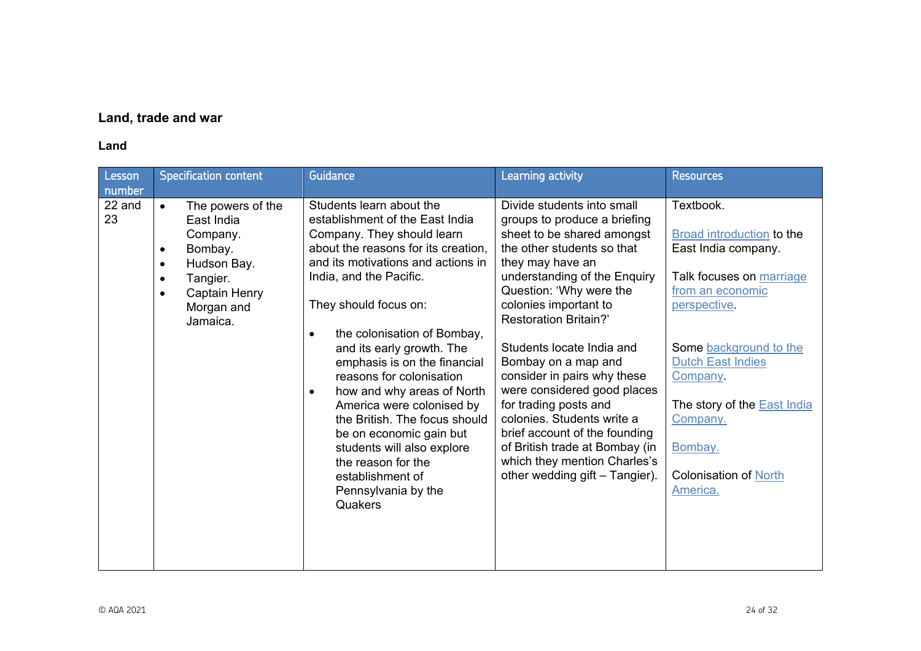## Land, trade and war

### Land

| Lesson number | Specification content | Guidance | Learning activity | Resources |
|---|---|---|---|---|
| 22 and 23 | • The powers of the East India Company.<br>• Bombay.<br>• Hudson Bay.<br>• Tangier.<br>• Captain Henry Morgan and Jamaica. | Students learn about the establishment of the East India Company. They should learn about the reasons for its creation, and its motivations and actions in India, and the Pacific.<br><br>They should focus on:<br><br>• the colonisation of Bombay, and its early growth. The emphasis is on the financial reasons for colonisation<br>• how and why areas of North America were colonised by the British. The focus should be on economic gain but students will also explore the reason for the establishment of Pennsylvania by the Quakers | Divide students into small groups to produce a briefing sheet to be shared amongst the other students so that they may have an understanding of the Enquiry Question: 'Why were the colonies important to Restoration Britain?'<br><br>Students locate India and Bombay on a map and consider in pairs why these were considered good places for trading posts and colonies. Students write a brief account of the founding of British trade at Bombay (in which they mention Charles's other wedding gift – Tangier). | Textbook.<br><br>Broad introduction to the East India company.<br><br>Talk focuses on marriage from an economic perspective.<br><br>Some background to the Dutch East Indies Company.<br><br>The story of the East India Company.<br><br>Bombay.<br><br>Colonisation of North America. |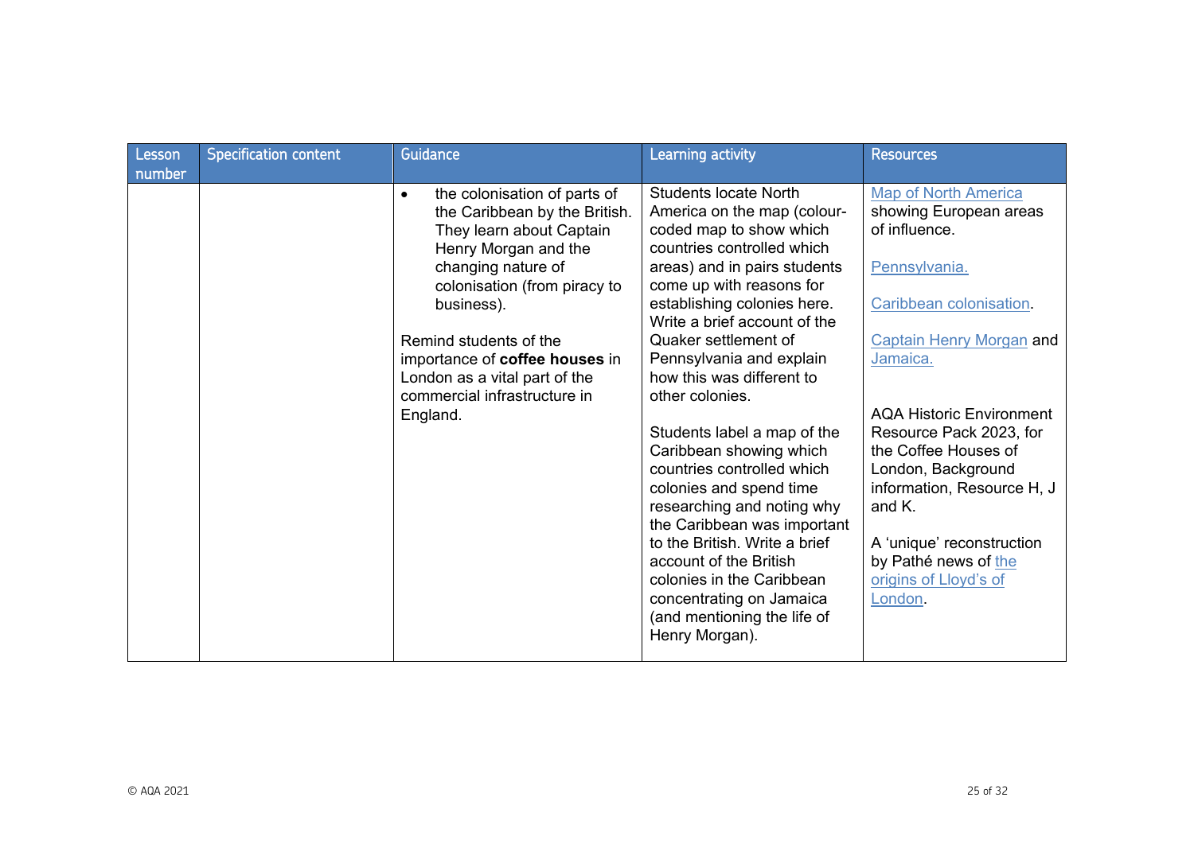| Lesson number | Specification content | Guidance | Learning activity | Resources |
|---|---|---|---|---|
| | | <ul><li>the colonisation of parts of the Caribbean by the British. They learn about Captain Henry Morgan and the changing nature of colonisation (from piracy to business).</li></ul><br>Remind students of the importance of **coffee houses** in London as a vital part of the commercial infrastructure in England. | Students locate North America on the map (colour-coded map to show which countries controlled which areas) and in pairs students come up with reasons for establishing colonies here. Write a brief account of the Quaker settlement of Pennsylvania and explain how this was different to other colonies.<br><br>Students label a map of the Caribbean showing which countries controlled which colonies and spend time researching and noting why the Caribbean was important to the British. Write a brief account of the British colonies in the Caribbean concentrating on Jamaica (and mentioning the life of Henry Morgan). | Map of North America showing European areas of influence.<br><br>Pennsylvania.<br><br>Caribbean colonisation.<br><br>Captain Henry Morgan and Jamaica.<br><br>AQA Historic Environment Resource Pack 2023, for the Coffee Houses of London, Background information, Resource H, J and K.<br><br>A 'unique' reconstruction by Pathé news of the origins of Lloyd's of London. |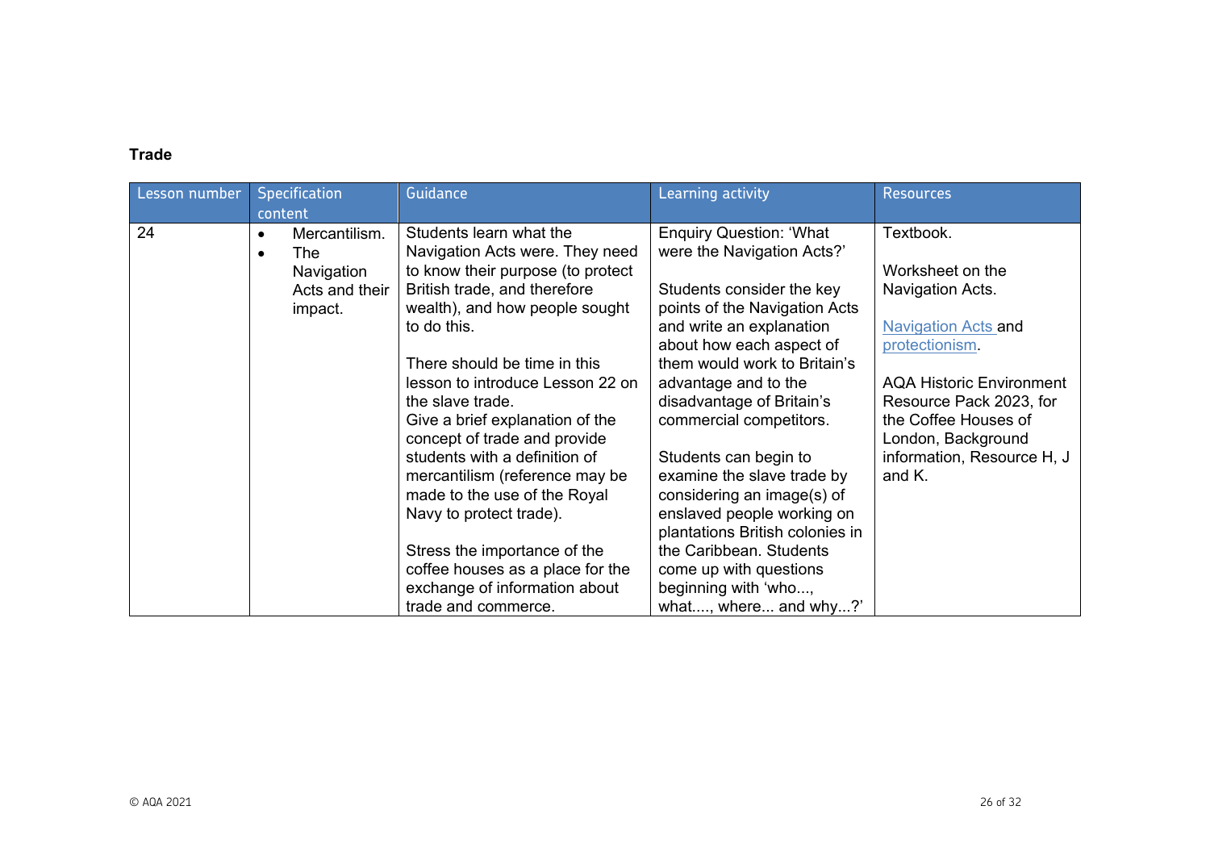**Trade**

| Lesson number | Specification content | Guidance | Learning activity | Resources |
|---|---|---|---|---|
| 24 | • Mercantilism.<br>• The Navigation Acts and their impact. | Students learn what the Navigation Acts were. They need to know their purpose (to protect British trade, and therefore wealth), and how people sought to do this.<br><br>There should be time in this lesson to introduce Lesson 22 on the slave trade.<br>Give a brief explanation of the concept of trade and provide students with a definition of mercantilism (reference may be made to the use of the Royal Navy to protect trade).<br><br>Stress the importance of the coffee houses as a place for the exchange of information about trade and commerce. | Enquiry Question: 'What were the Navigation Acts?'<br><br>Students consider the key points of the Navigation Acts and write an explanation about how each aspect of them would work to Britain's advantage and to the disadvantage of Britain's commercial competitors.<br><br>Students can begin to examine the slave trade by considering an image(s) of enslaved people working on plantations British colonies in the Caribbean. Students come up with questions beginning with 'who..., what...., where... and why...?' | Textbook.<br><br>Worksheet on the Navigation Acts.<br><br>Navigation Acts and protectionism.<br><br>AQA Historic Environment Resource Pack 2023, for the Coffee Houses of London, Background information, Resource H, J and K. |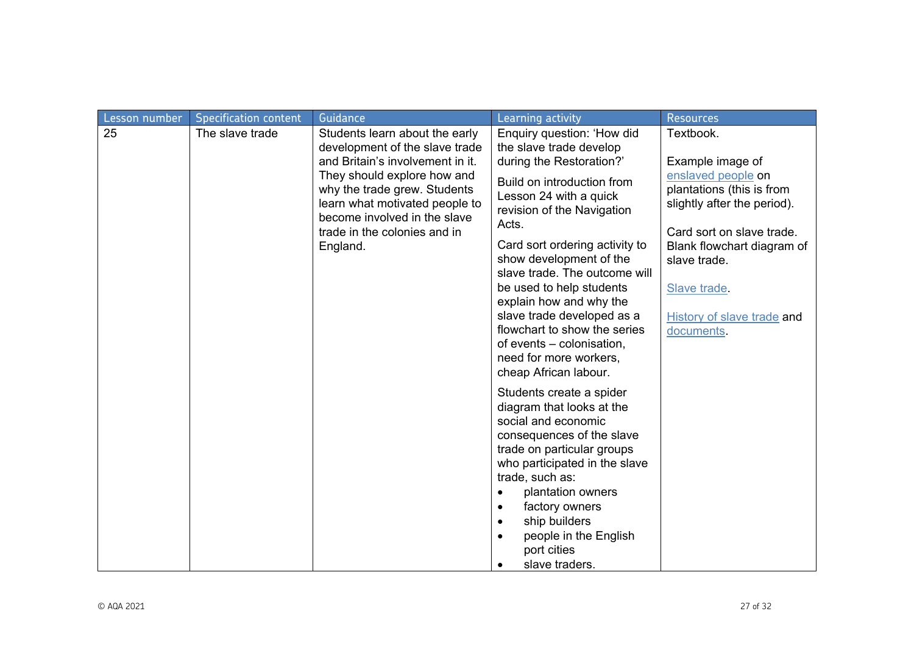| Lesson number | Specification content | Guidance | Learning activity | Resources |
|---|---|---|---|---|
| 25 | The slave trade | Students learn about the early development of the slave trade and Britain's involvement in it. They should explore how and why the trade grew. Students learn what motivated people to become involved in the slave trade in the colonies and in England. | Enquiry question: 'How did the slave trade develop during the Restoration?'<br><br>Build on introduction from Lesson 24 with a quick revision of the Navigation Acts.<br><br>Card sort ordering activity to show development of the slave trade. The outcome will be used to help students explain how and why the slave trade developed as a flowchart to show the series of events – colonisation, need for more workers, cheap African labour.<br><br>Students create a spider diagram that looks at the social and economic consequences of the slave trade on particular groups who participated in the slave trade, such as:<br>• plantation owners<br>• factory owners<br>• ship builders<br>• people in the English port cities<br>• slave traders. | Textbook.<br><br>Example image of enslaved people on plantations (this is from slightly after the period).<br><br>Card sort on slave trade. Blank flowchart diagram of slave trade.<br><br>Slave trade.<br><br>History of slave trade and documents. |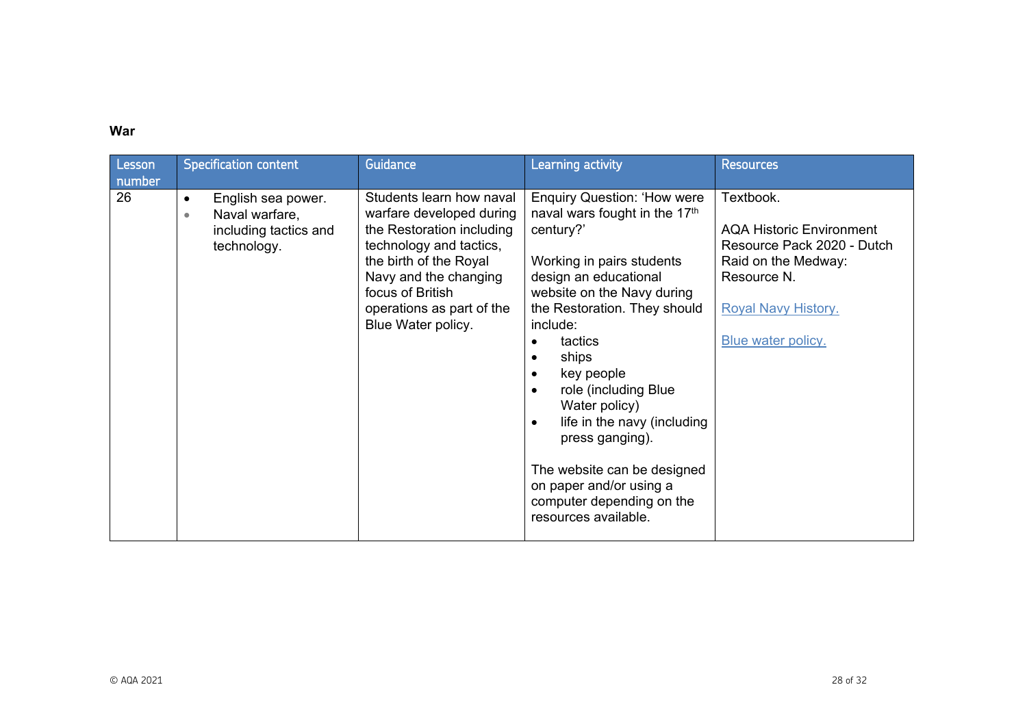**War**

| Lesson number | Specification content | Guidance | Learning activity | Resources |
|---|---|---|---|---|
| 26 | • English sea power.<br>• Naval warfare, including tactics and technology. | Students learn how naval warfare developed during the Restoration including technology and tactics, the birth of the Royal Navy and the changing focus of British operations as part of the Blue Water policy. | Enquiry Question: 'How were naval wars fought in the 17th century?'<br><br>Working in pairs students design an educational website on the Navy during the Restoration. They should include:<br>• tactics<br>• ships<br>• key people<br>• role (including Blue Water policy)<br>• life in the navy (including press ganging).<br><br>The website can be designed on paper and/or using a computer depending on the resources available. | Textbook.<br><br>AQA Historic Environment Resource Pack 2020 - Dutch Raid on the Medway: Resource N.<br><br>Royal Navy History.<br><br>Blue water policy. |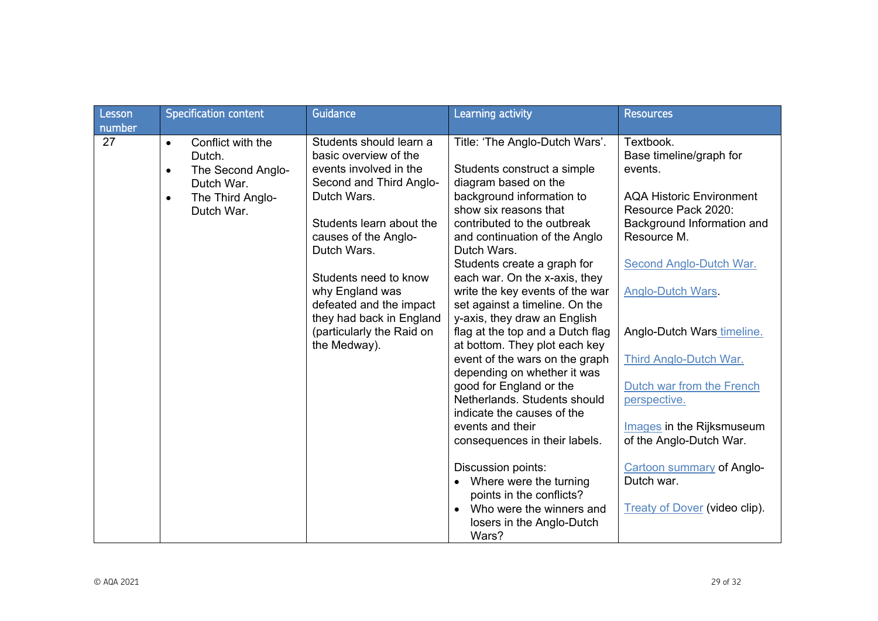| Lesson number | Specification content | Guidance | Learning activity | Resources |
| --- | --- | --- | --- | --- |
| 27 | • Conflict with the Dutch.<br>• The Second Anglo-Dutch War.<br>• The Third Anglo-Dutch War. | Students should learn a basic overview of the events involved in the Second and Third Anglo-Dutch Wars.<br><br>Students learn about the causes of the Anglo-Dutch Wars.<br><br>Students need to know why England was defeated and the impact they had back in England (particularly the Raid on the Medway). | Title: 'The Anglo-Dutch Wars'.<br><br>Students construct a simple diagram based on the background information to show six reasons that contributed to the outbreak and continuation of the Anglo Dutch Wars.<br>Students create a graph for each war. On the x-axis, they write the key events of the war set against a timeline. On the y-axis, they draw an English flag at the top and a Dutch flag at bottom. They plot each key event of the wars on the graph depending on whether it was good for England or the Netherlands. Students should indicate the causes of the events and their consequences in their labels.<br><br>Discussion points:<br>• Where were the turning points in the conflicts?<br>• Who were the winners and losers in the Anglo-Dutch Wars? | Textbook.<br>Base timeline/graph for events.<br><br>AQA Historic Environment Resource Pack 2020: Background Information and Resource M.<br><br>Second Anglo-Dutch War.<br><br>Anglo-Dutch Wars.<br><br>Anglo-Dutch Wars timeline.<br><br>Third Anglo-Dutch War.<br><br>Dutch war from the French perspective.<br><br>Images in the Rijksmuseum of the Anglo-Dutch War.<br><br>Cartoon summary of Anglo-Dutch war.<br><br>Treaty of Dover (video clip). |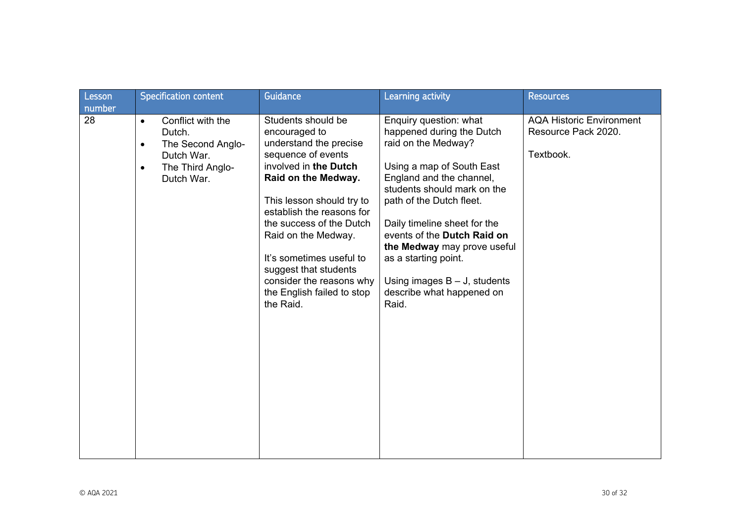| Lesson number | Specification content | Guidance | Learning activity | Resources |
|---|---|---|---|---|
| 28 | • Conflict with the Dutch.<br>• The Second Anglo-Dutch War.<br>• The Third Anglo-Dutch War. | Students should be encouraged to understand the precise sequence of events involved in **the Dutch Raid on the Medway.**<br><br>This lesson should try to establish the reasons for the success of the Dutch Raid on the Medway.<br><br>It's sometimes useful to suggest that students consider the reasons why the English failed to stop the Raid. | Enquiry question: what happened during the Dutch raid on the Medway?<br><br>Using a map of South East England and the channel, students should mark on the path of the Dutch fleet.<br><br>Daily timeline sheet for the events of the **Dutch Raid on the Medway** may prove useful as a starting point.<br><br>Using images B – J, students describe what happened on Raid. | AQA Historic Environment Resource Pack 2020.<br><br>Textbook. |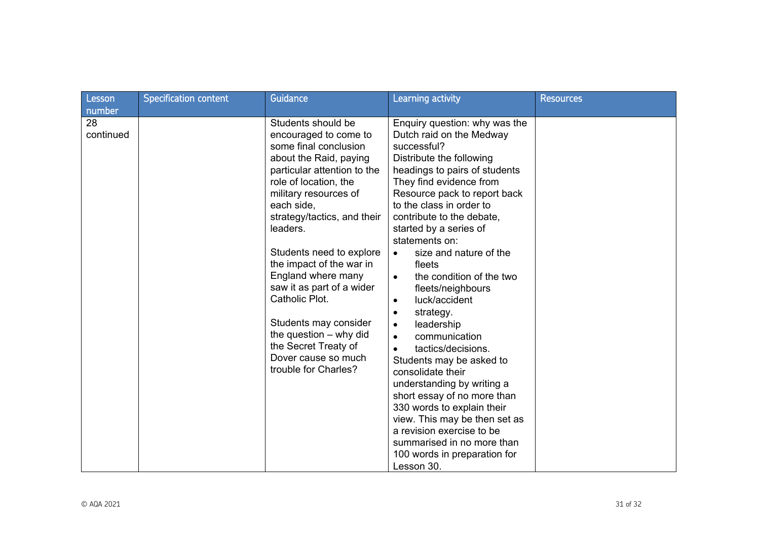| Lesson number | Specification content | Guidance | Learning activity | Resources |
|---|---|---|---|---|
| 28 continued | | Students should be encouraged to come to some final conclusion about the Raid, paying particular attention to the role of location, the military resources of each side, strategy/tactics, and their leaders.<br><br>Students need to explore the impact of the war in England where many saw it as part of a wider Catholic Plot.<br><br>Students may consider the question – why did the Secret Treaty of Dover cause so much trouble for Charles? | Enquiry question: why was the Dutch raid on the Medway successful?<br>Distribute the following headings to pairs of students They find evidence from Resource pack to report back to the class in order to contribute to the debate, started by a series of statements on:<br>• size and nature of the fleets<br>• the condition of the two fleets/neighbours<br>• luck/accident<br>• strategy.<br>• leadership<br>• communication<br>• tactics/decisions.<br>Students may be asked to consolidate their understanding by writing a short essay of no more than 330 words to explain their view. This may be then set as a revision exercise to be summarised in no more than 100 words in preparation for Lesson 30. | |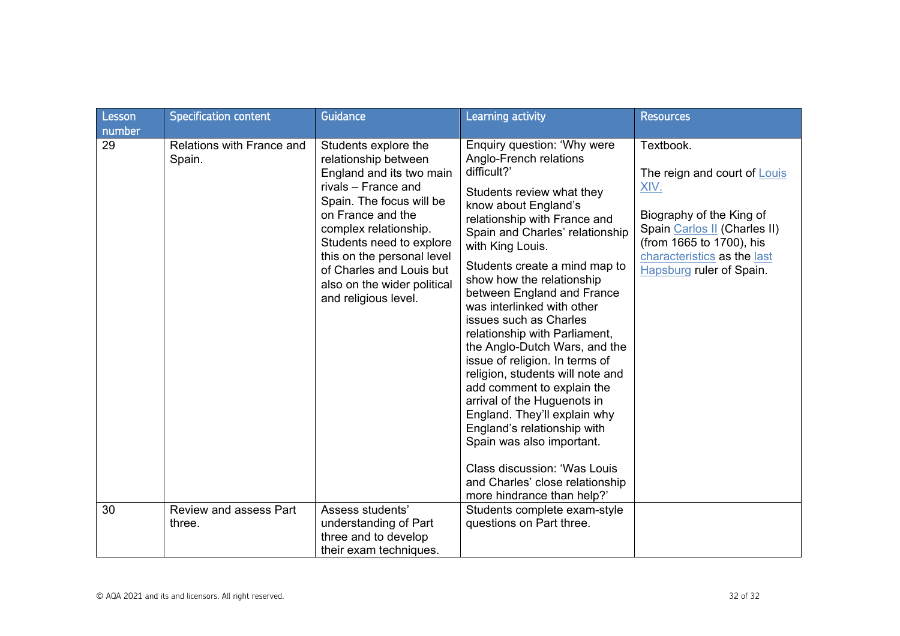| Lesson number | Specification content | Guidance | Learning activity | Resources |
|---|---|---|---|---|
| 29 | Relations with France and Spain. | Students explore the relationship between England and its two main rivals – France and Spain. The focus will be on France and the complex relationship. Students need to explore this on the personal level of Charles and Louis but also on the wider political and religious level. | Enquiry question: 'Why were Anglo-French relations difficult?'<br><br>Students review what they know about England's relationship with France and Spain and Charles' relationship with King Louis.<br><br>Students create a mind map to show how the relationship between England and France was interlinked with other issues such as Charles relationship with Parliament, the Anglo-Dutch Wars, and the issue of religion. In terms of religion, students will note and add comment to explain the arrival of the Huguenots in England. They'll explain why England's relationship with Spain was also important.<br><br>Class discussion: 'Was Louis and Charles' close relationship more hindrance than help?' | Textbook.<br><br>The reign and court of Louis XIV.<br><br>Biography of the King of Spain Carlos II (Charles II) (from 1665 to 1700), his characteristics as the last Hapsburg ruler of Spain. |
| 30 | Review and assess Part three. | Assess students' understanding of Part three and to develop their exam techniques. | Students complete exam-style questions on Part three. | |

© AQA 2021 and its and licensors. All right reserved.